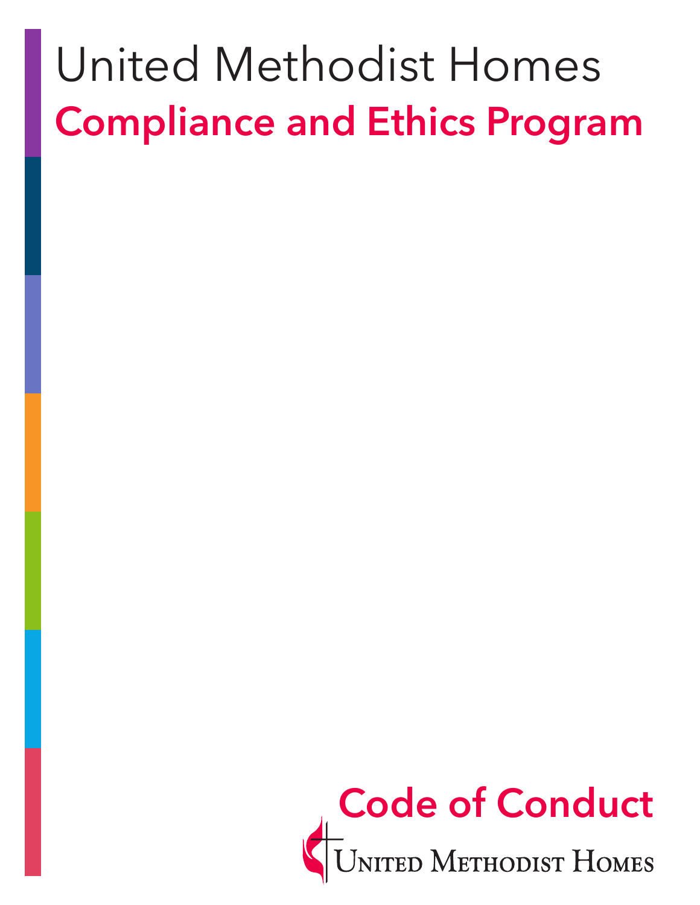# United Methodist Homes

## Compliance and Ethics Program

## Code of Conduct

United Methodist Homes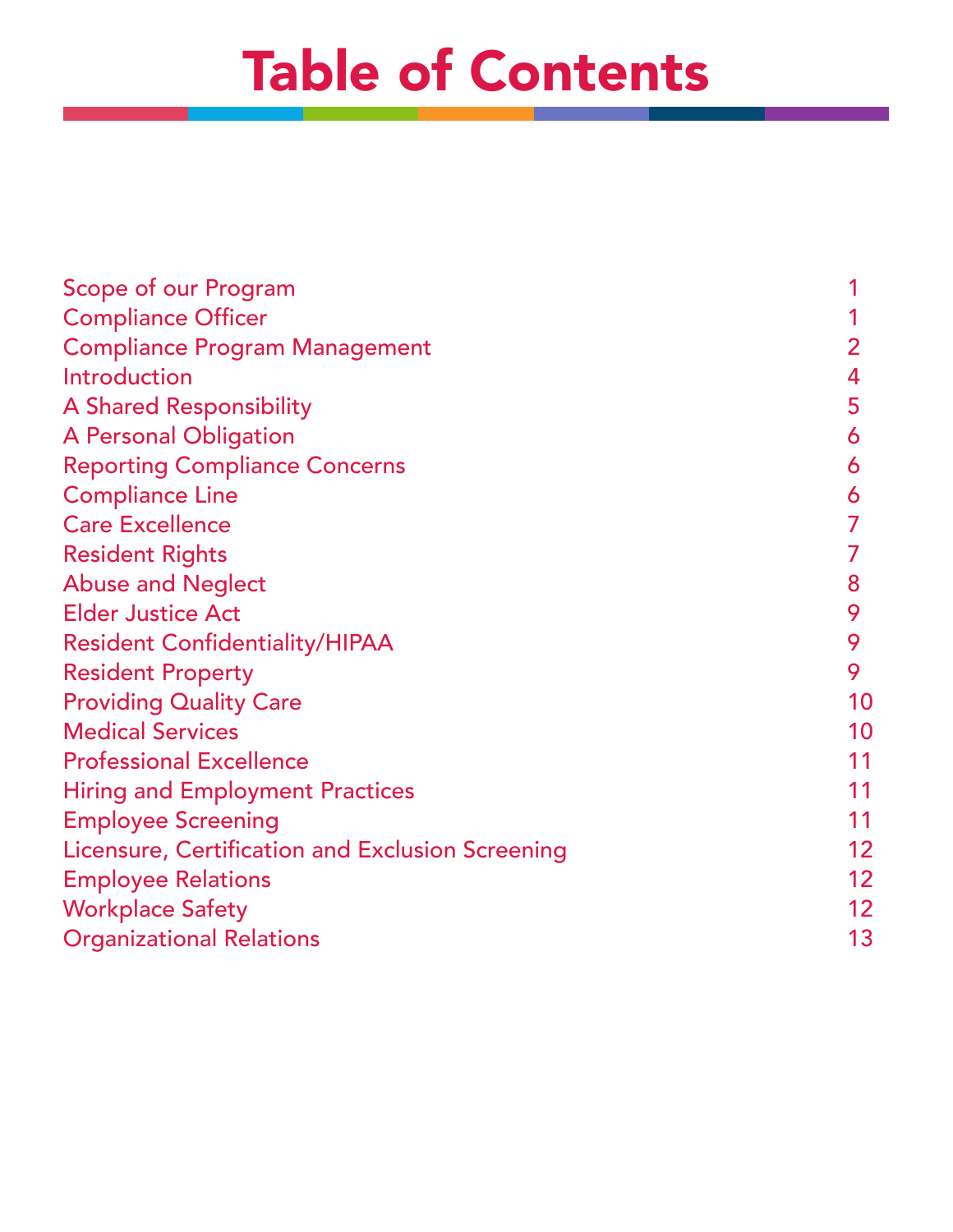# Table of Contents

| | |
|---|---|
| Scope of our Program | 1 |
| Compliance Officer | 1 |
| Compliance Program Management | 2 |
| Introduction | 4 |
| A Shared Responsibility | 5 |
| A Personal Obligation | 6 |
| Reporting Compliance Concerns | 6 |
| Compliance Line | 6 |
| Care Excellence | 7 |
| Resident Rights | 7 |
| Abuse and Neglect | 8 |
| Elder Justice Act | 9 |
| Resident Confidentiality/HIPAA | 9 |
| Resident Property | 9 |
| Providing Quality Care | 10 |
| Medical Services | 10 |
| Professional Excellence | 11 |
| Hiring and Employment Practices | 11 |
| Employee Screening | 11 |
| Licensure, Certification and Exclusion Screening | 12 |
| Employee Relations | 12 |
| Workplace Safety | 12 |
| Organizational Relations | 13 |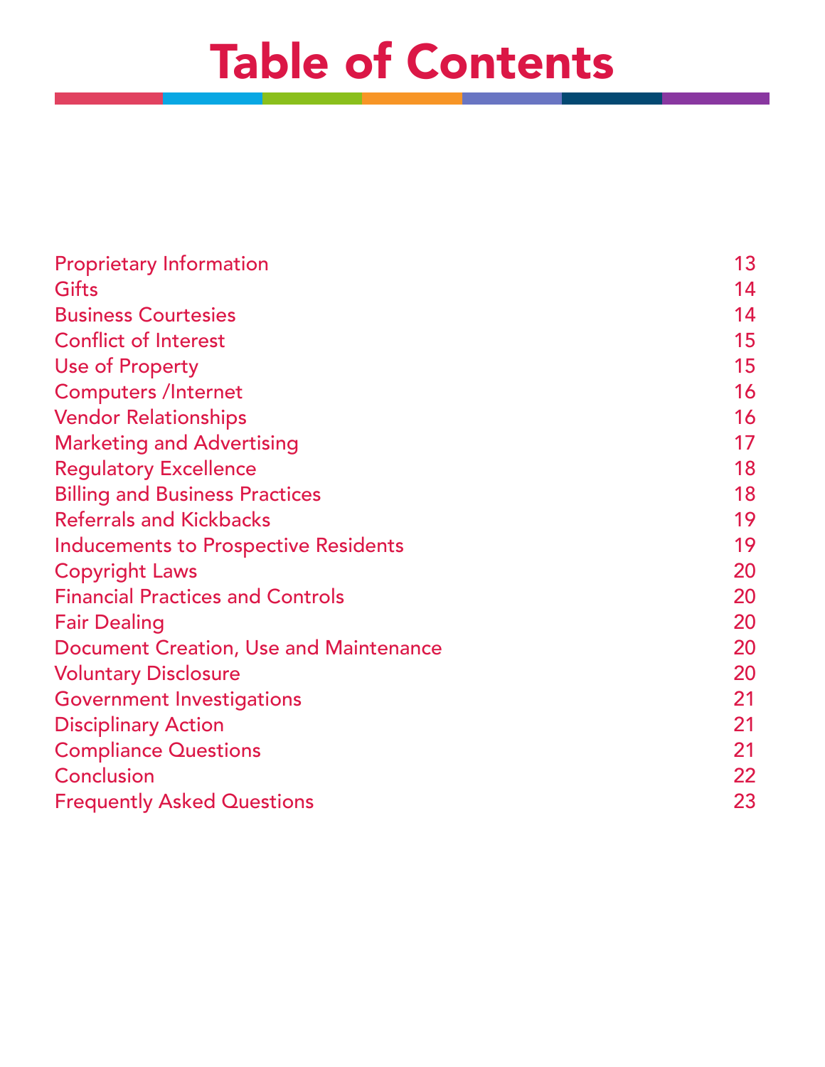# Table of Contents

| | |
|---|---|
| Proprietary Information | 13 |
| Gifts | 14 |
| Business Courtesies | 14 |
| Conflict of Interest | 15 |
| Use of Property | 15 |
| Computers /Internet | 16 |
| Vendor Relationships | 16 |
| Marketing and Advertising | 17 |
| Regulatory Excellence | 18 |
| Billing and Business Practices | 18 |
| Referrals and Kickbacks | 19 |
| Inducements to Prospective Residents | 19 |
| Copyright Laws | 20 |
| Financial Practices and Controls | 20 |
| Fair Dealing | 20 |
| Document Creation, Use and Maintenance | 20 |
| Voluntary Disclosure | 20 |
| Government Investigations | 21 |
| Disciplinary Action | 21 |
| Compliance Questions | 21 |
| Conclusion | 22 |
| Frequently Asked Questions | 23 |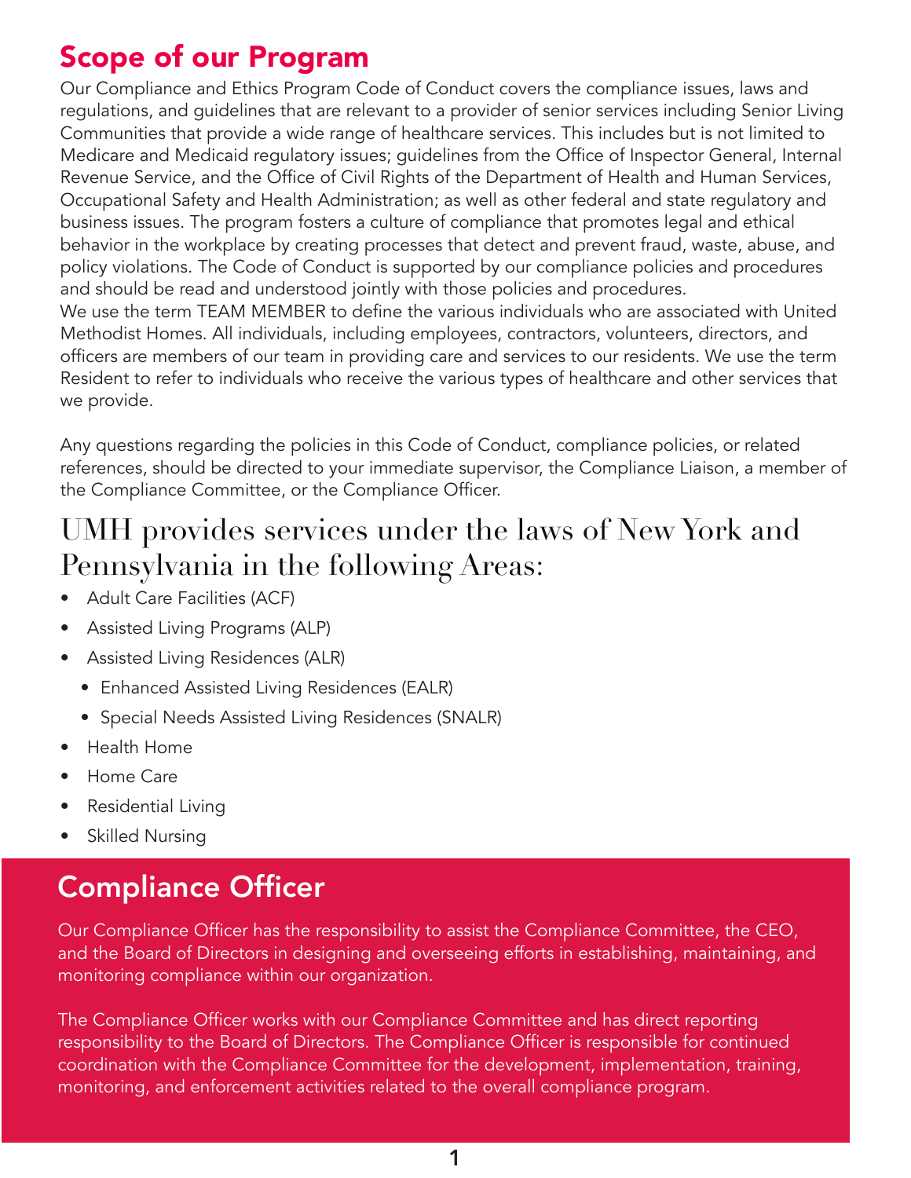## Scope of our Program

Our Compliance and Ethics Program Code of Conduct covers the compliance issues, laws and regulations, and guidelines that are relevant to a provider of senior services including Senior Living Communities that provide a wide range of healthcare services. This includes but is not limited to Medicare and Medicaid regulatory issues; guidelines from the Office of Inspector General, Internal Revenue Service, and the Office of Civil Rights of the Department of Health and Human Services, Occupational Safety and Health Administration; as well as other federal and state regulatory and business issues. The program fosters a culture of compliance that promotes legal and ethical behavior in the workplace by creating processes that detect and prevent fraud, waste, abuse, and policy violations. The Code of Conduct is supported by our compliance policies and procedures and should be read and understood jointly with those policies and procedures.

We use the term TEAM MEMBER to define the various individuals who are associated with United Methodist Homes. All individuals, including employees, contractors, volunteers, directors, and officers are members of our team in providing care and services to our residents. We use the term Resident to refer to individuals who receive the various types of healthcare and other services that we provide.

Any questions regarding the policies in this Code of Conduct, compliance policies, or related references, should be directed to your immediate supervisor, the Compliance Liaison, a member of the Compliance Committee, or the Compliance Officer.

## UMH provides services under the laws of New York and Pennsylvania in the following Areas:

- Adult Care Facilities (ACF)
- Assisted Living Programs (ALP)
- Assisted Living Residences (ALR)
  - Enhanced Assisted Living Residences (EALR)
  - Special Needs Assisted Living Residences (SNALR)
- Health Home
- Home Care
- Residential Living
- Skilled Nursing

## Compliance Officer

Our Compliance Officer has the responsibility to assist the Compliance Committee, the CEO, and the Board of Directors in designing and overseeing efforts in establishing, maintaining, and monitoring compliance within our organization.

The Compliance Officer works with our Compliance Committee and has direct reporting responsibility to the Board of Directors. The Compliance Officer is responsible for continued coordination with the Compliance Committee for the development, implementation, training, monitoring, and enforcement activities related to the overall compliance program.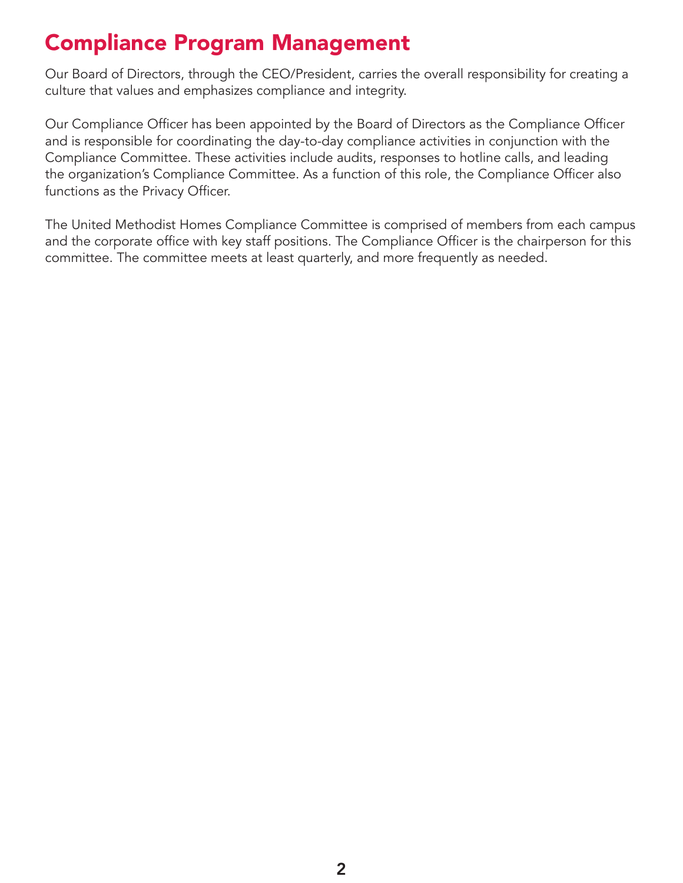# Compliance Program Management

Our Board of Directors, through the CEO/President, carries the overall responsibility for creating a culture that values and emphasizes compliance and integrity.

Our Compliance Officer has been appointed by the Board of Directors as the Compliance Officer and is responsible for coordinating the day-to-day compliance activities in conjunction with the Compliance Committee. These activities include audits, responses to hotline calls, and leading the organization's Compliance Committee. As a function of this role, the Compliance Officer also functions as the Privacy Officer.

The United Methodist Homes Compliance Committee is comprised of members from each campus and the corporate office with key staff positions. The Compliance Officer is the chairperson for this committee. The committee meets at least quarterly, and more frequently as needed.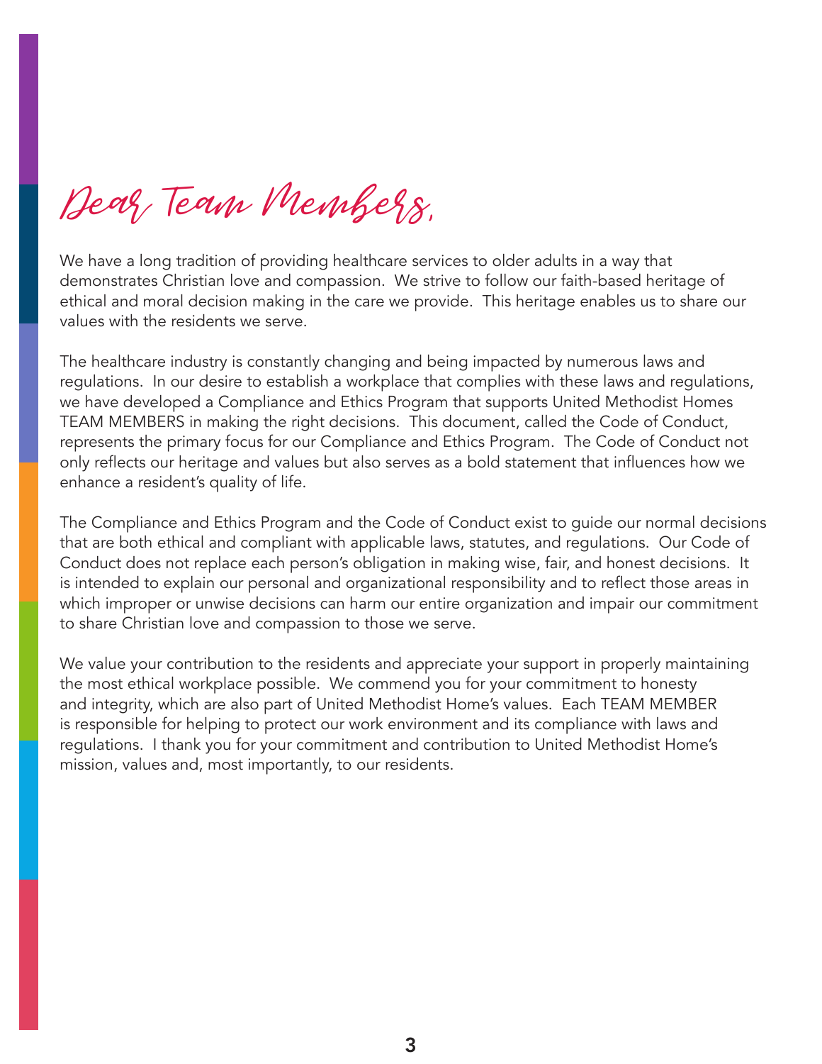# Dear Team Members,

We have a long tradition of providing healthcare services to older adults in a way that demonstrates Christian love and compassion. We strive to follow our faith-based heritage of ethical and moral decision making in the care we provide. This heritage enables us to share our values with the residents we serve.

The healthcare industry is constantly changing and being impacted by numerous laws and regulations. In our desire to establish a workplace that complies with these laws and regulations, we have developed a Compliance and Ethics Program that supports United Methodist Homes TEAM MEMBERS in making the right decisions. This document, called the Code of Conduct, represents the primary focus for our Compliance and Ethics Program. The Code of Conduct not only reflects our heritage and values but also serves as a bold statement that influences how we enhance a resident's quality of life.

The Compliance and Ethics Program and the Code of Conduct exist to guide our normal decisions that are both ethical and compliant with applicable laws, statutes, and regulations. Our Code of Conduct does not replace each person's obligation in making wise, fair, and honest decisions. It is intended to explain our personal and organizational responsibility and to reflect those areas in which improper or unwise decisions can harm our entire organization and impair our commitment to share Christian love and compassion to those we serve.

We value your contribution to the residents and appreciate your support in properly maintaining the most ethical workplace possible. We commend you for your commitment to honesty and integrity, which are also part of United Methodist Home's values. Each TEAM MEMBER is responsible for helping to protect our work environment and its compliance with laws and regulations. I thank you for your commitment and contribution to United Methodist Home's mission, values and, most importantly, to our residents.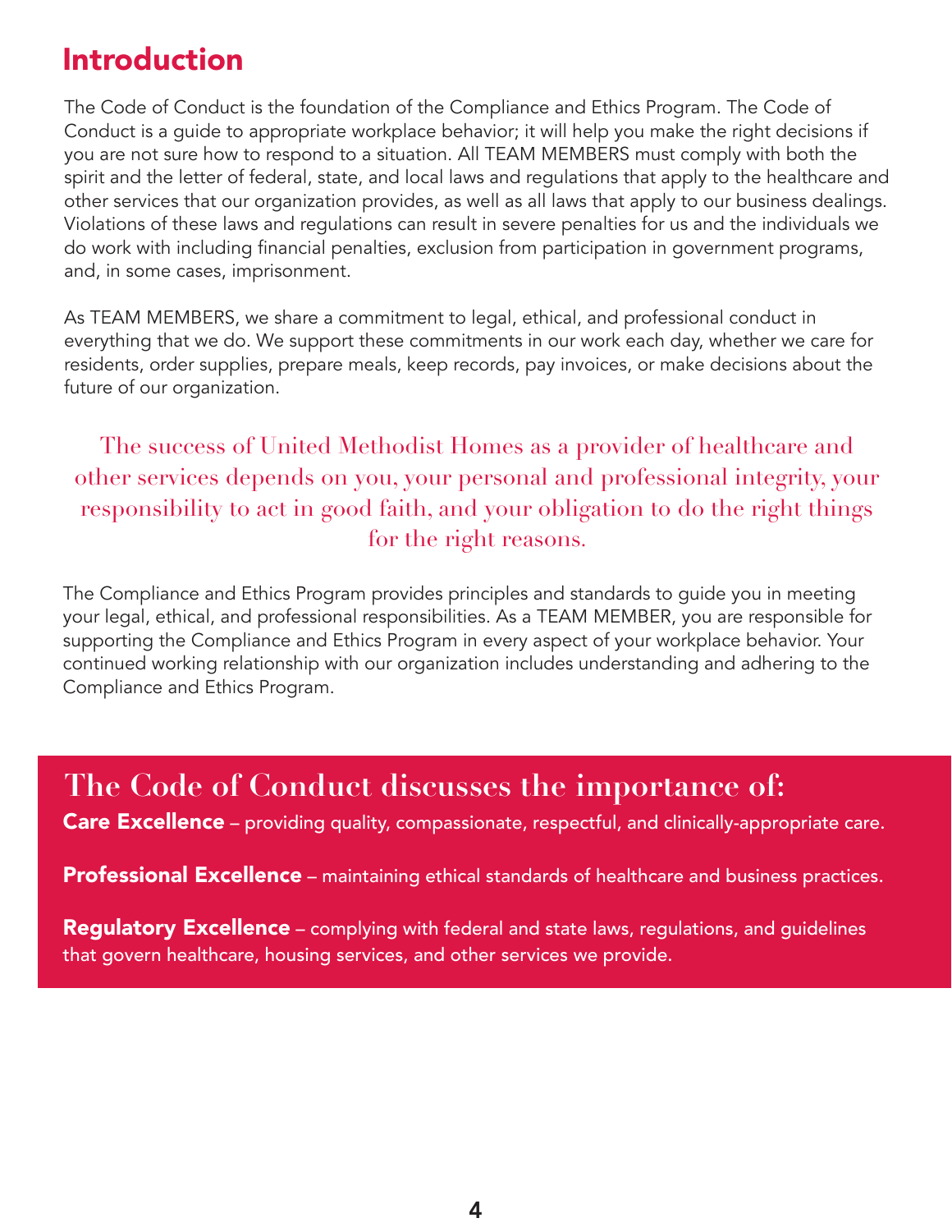# Introduction

The Code of Conduct is the foundation of the Compliance and Ethics Program. The Code of Conduct is a guide to appropriate workplace behavior; it will help you make the right decisions if you are not sure how to respond to a situation. All TEAM MEMBERS must comply with both the spirit and the letter of federal, state, and local laws and regulations that apply to the healthcare and other services that our organization provides, as well as all laws that apply to our business dealings. Violations of these laws and regulations can result in severe penalties for us and the individuals we do work with including financial penalties, exclusion from participation in government programs, and, in some cases, imprisonment.

As TEAM MEMBERS, we share a commitment to legal, ethical, and professional conduct in everything that we do. We support these commitments in our work each day, whether we care for residents, order supplies, prepare meals, keep records, pay invoices, or make decisions about the future of our organization.

> The success of United Methodist Homes as a provider of healthcare and other services depends on you, your personal and professional integrity, your responsibility to act in good faith, and your obligation to do the right things for the right reasons.

The Compliance and Ethics Program provides principles and standards to guide you in meeting your legal, ethical, and professional responsibilities. As a TEAM MEMBER, you are responsible for supporting the Compliance and Ethics Program in every aspect of your workplace behavior. Your continued working relationship with our organization includes understanding and adhering to the Compliance and Ethics Program.

## The Code of Conduct discusses the importance of:

**Care Excellence** – providing quality, compassionate, respectful, and clinically-appropriate care.

**Professional Excellence** – maintaining ethical standards of healthcare and business practices.

**Regulatory Excellence** – complying with federal and state laws, regulations, and guidelines that govern healthcare, housing services, and other services we provide.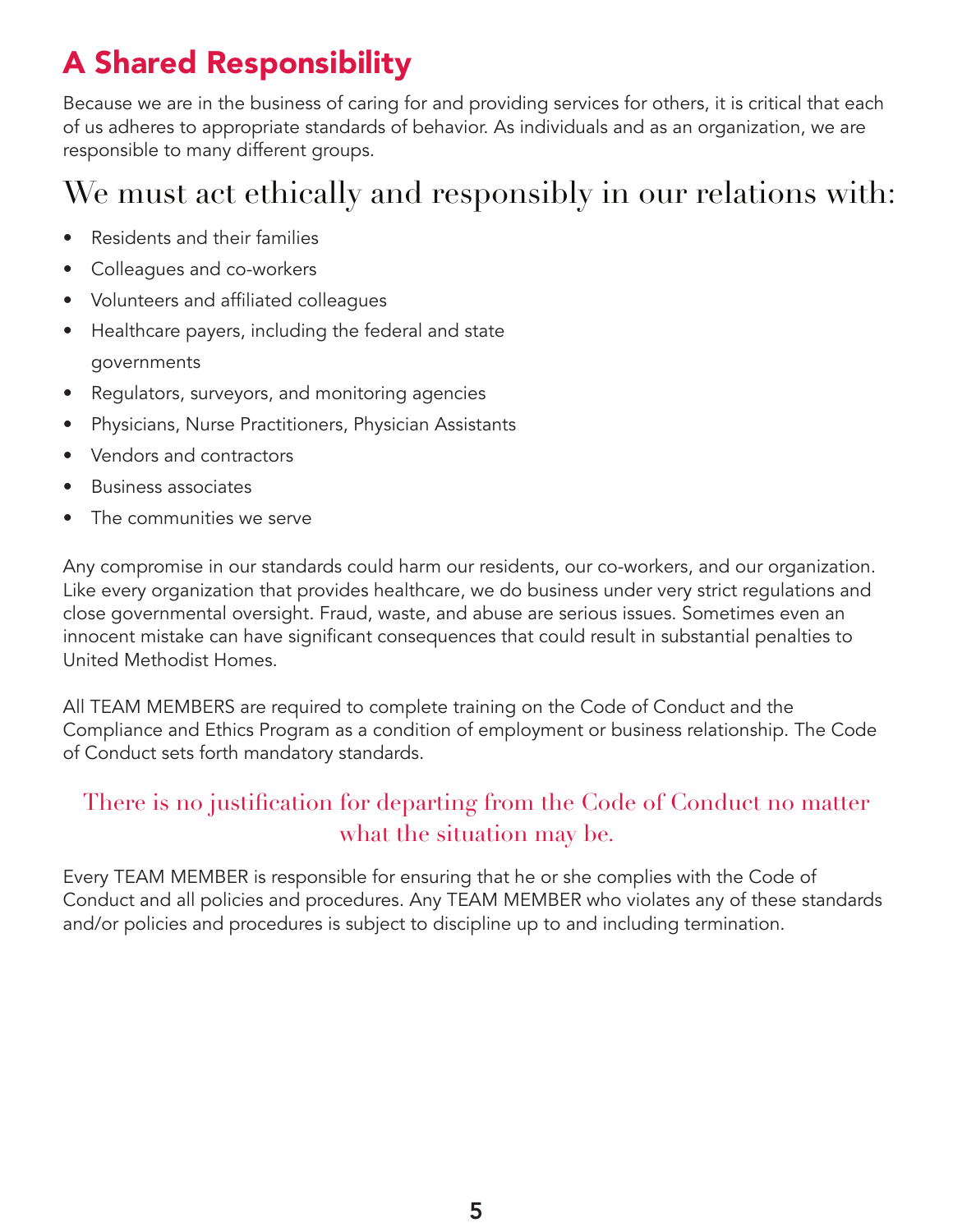# A Shared Responsibility

Because we are in the business of caring for and providing services for others, it is critical that each of us adheres to appropriate standards of behavior. As individuals and as an organization, we are responsible to many different groups.

## We must act ethically and responsibly in our relations with:

- Residents and their families
- Colleagues and co-workers
- Volunteers and affiliated colleagues
- Healthcare payers, including the federal and state governments
- Regulators, surveyors, and monitoring agencies
- Physicians, Nurse Practitioners, Physician Assistants
- Vendors and contractors
- Business associates
- The communities we serve

Any compromise in our standards could harm our residents, our co-workers, and our organization. Like every organization that provides healthcare, we do business under very strict regulations and close governmental oversight. Fraud, waste, and abuse are serious issues. Sometimes even an innocent mistake can have significant consequences that could result in substantial penalties to United Methodist Homes.

All TEAM MEMBERS are required to complete training on the Code of Conduct and the Compliance and Ethics Program as a condition of employment or business relationship. The Code of Conduct sets forth mandatory standards.

There is no justification for departing from the Code of Conduct no matter what the situation may be.

Every TEAM MEMBER is responsible for ensuring that he or she complies with the Code of Conduct and all policies and procedures. Any TEAM MEMBER who violates any of these standards and/or policies and procedures is subject to discipline up to and including termination.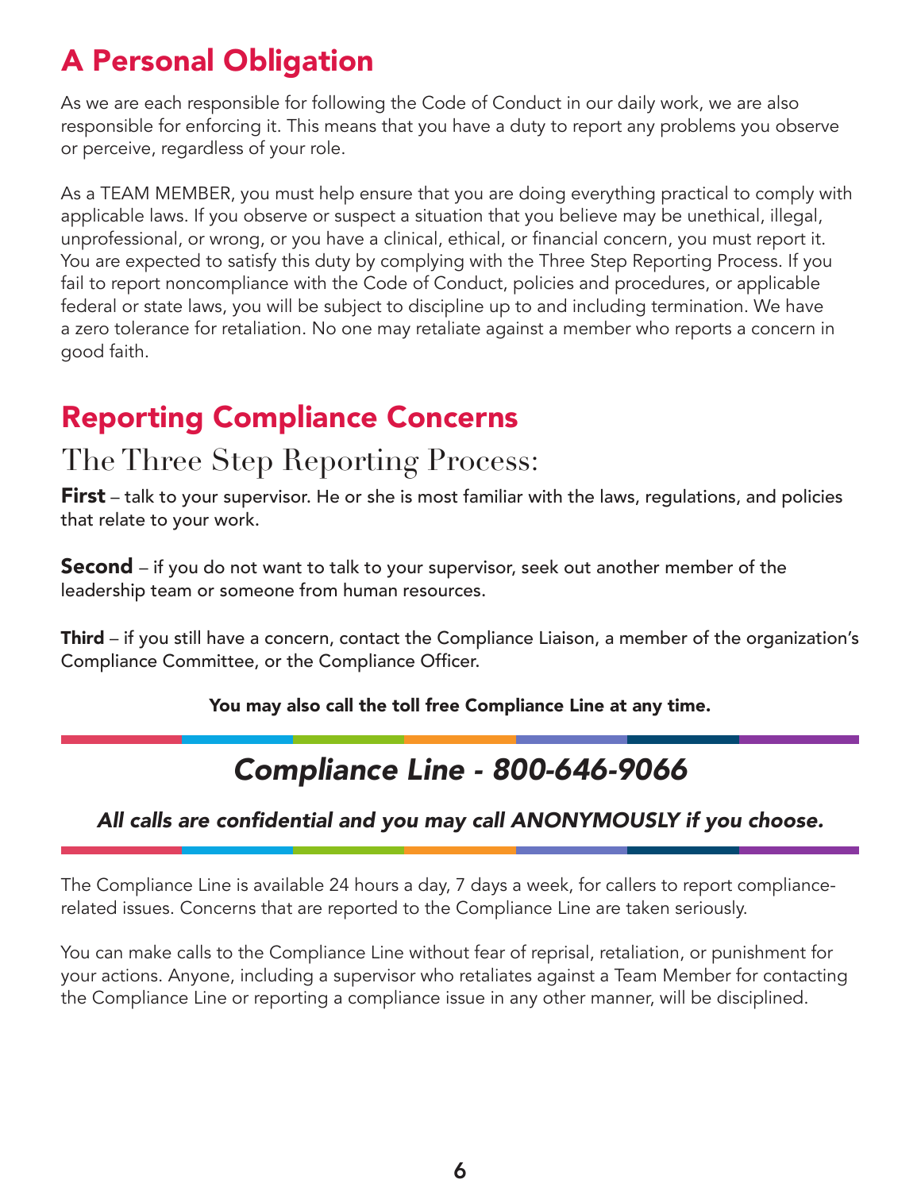# A Personal Obligation

As we are each responsible for following the Code of Conduct in our daily work, we are also responsible for enforcing it. This means that you have a duty to report any problems you observe or perceive, regardless of your role.

As a TEAM MEMBER, you must help ensure that you are doing everything practical to comply with applicable laws. If you observe or suspect a situation that you believe may be unethical, illegal, unprofessional, or wrong, or you have a clinical, ethical, or financial concern, you must report it. You are expected to satisfy this duty by complying with the Three Step Reporting Process. If you fail to report noncompliance with the Code of Conduct, policies and procedures, or applicable federal or state laws, you will be subject to discipline up to and including termination. We have a zero tolerance for retaliation. No one may retaliate against a member who reports a concern in good faith.

# Reporting Compliance Concerns

## The Three Step Reporting Process:

**First** – talk to your supervisor. He or she is most familiar with the laws, regulations, and policies that relate to your work.

**Second** – if you do not want to talk to your supervisor, seek out another member of the leadership team or someone from human resources.

**Third** – if you still have a concern, contact the Compliance Liaison, a member of the organization's Compliance Committee, or the Compliance Officer.

**You may also call the toll free Compliance Line at any time.**

## *Compliance Line - 800-646-9066*

***All calls are confidential and you may call ANONYMOUSLY if you choose.***

The Compliance Line is available 24 hours a day, 7 days a week, for callers to report compliance-related issues. Concerns that are reported to the Compliance Line are taken seriously.

You can make calls to the Compliance Line without fear of reprisal, retaliation, or punishment for your actions. Anyone, including a supervisor who retaliates against a Team Member for contacting the Compliance Line or reporting a compliance issue in any other manner, will be disciplined.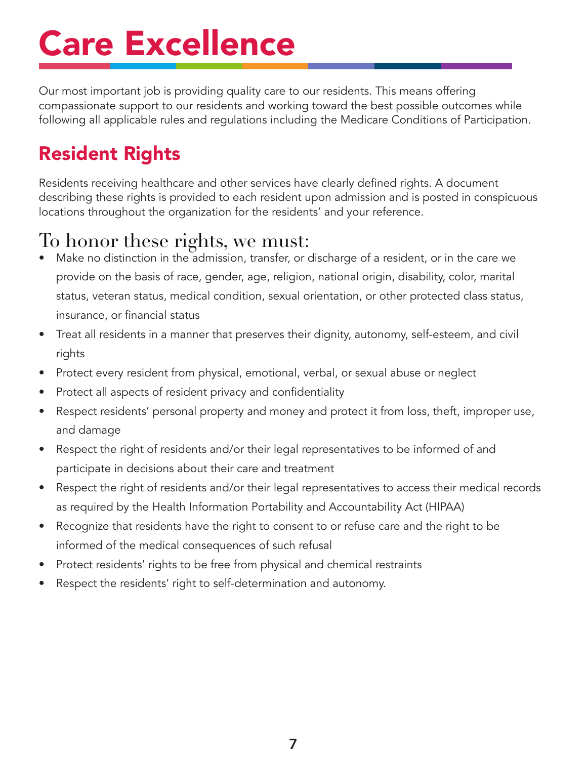# Care Excellence

Our most important job is providing quality care to our residents. This means offering compassionate support to our residents and working toward the best possible outcomes while following all applicable rules and regulations including the Medicare Conditions of Participation.

## Resident Rights

Residents receiving healthcare and other services have clearly defined rights. A document describing these rights is provided to each resident upon admission and is posted in conspicuous locations throughout the organization for the residents' and your reference.

### To honor these rights, we must:

- Make no distinction in the admission, transfer, or discharge of a resident, or in the care we provide on the basis of race, gender, age, religion, national origin, disability, color, marital status, veteran status, medical condition, sexual orientation, or other protected class status, insurance, or financial status
- Treat all residents in a manner that preserves their dignity, autonomy, self-esteem, and civil rights
- Protect every resident from physical, emotional, verbal, or sexual abuse or neglect
- Protect all aspects of resident privacy and confidentiality
- Respect residents' personal property and money and protect it from loss, theft, improper use, and damage
- Respect the right of residents and/or their legal representatives to be informed of and participate in decisions about their care and treatment
- Respect the right of residents and/or their legal representatives to access their medical records as required by the Health Information Portability and Accountability Act (HIPAA)
- Recognize that residents have the right to consent to or refuse care and the right to be informed of the medical consequences of such refusal
- Protect residents' rights to be free from physical and chemical restraints
- Respect the residents' right to self-determination and autonomy.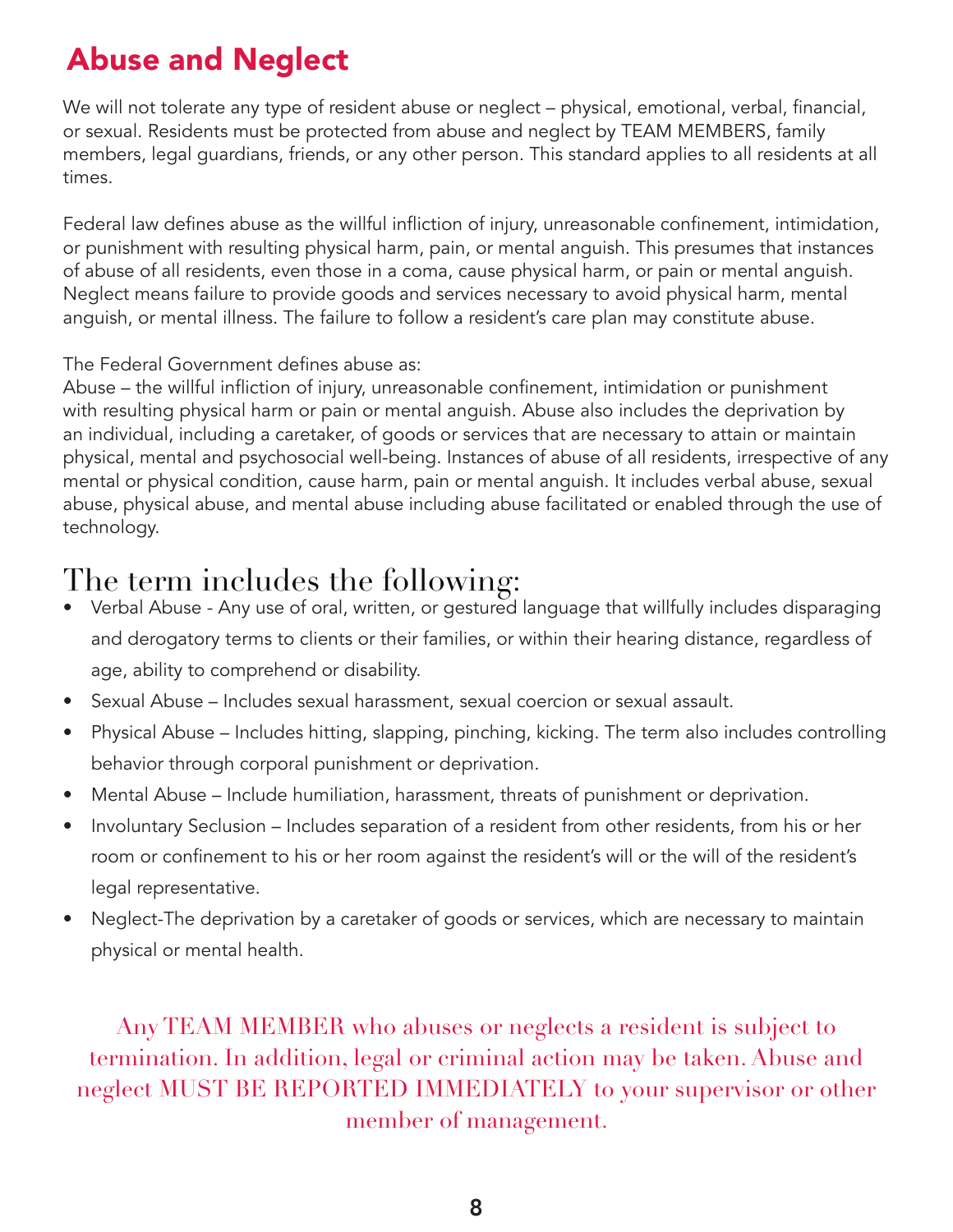# Abuse and Neglect

We will not tolerate any type of resident abuse or neglect – physical, emotional, verbal, financial, or sexual. Residents must be protected from abuse and neglect by TEAM MEMBERS, family members, legal guardians, friends, or any other person. This standard applies to all residents at all times.

Federal law defines abuse as the willful infliction of injury, unreasonable confinement, intimidation, or punishment with resulting physical harm, pain, or mental anguish. This presumes that instances of abuse of all residents, even those in a coma, cause physical harm, or pain or mental anguish. Neglect means failure to provide goods and services necessary to avoid physical harm, mental anguish, or mental illness. The failure to follow a resident's care plan may constitute abuse.

The Federal Government defines abuse as:
Abuse – the willful infliction of injury, unreasonable confinement, intimidation or punishment with resulting physical harm or pain or mental anguish. Abuse also includes the deprivation by an individual, including a caretaker, of goods or services that are necessary to attain or maintain physical, mental and psychosocial well-being. Instances of abuse of all residents, irrespective of any mental or physical condition, cause harm, pain or mental anguish. It includes verbal abuse, sexual abuse, physical abuse, and mental abuse including abuse facilitated or enabled through the use of technology.

## The term includes the following:

- Verbal Abuse - Any use of oral, written, or gestured language that willfully includes disparaging and derogatory terms to clients or their families, or within their hearing distance, regardless of age, ability to comprehend or disability.
- Sexual Abuse – Includes sexual harassment, sexual coercion or sexual assault.
- Physical Abuse – Includes hitting, slapping, pinching, kicking. The term also includes controlling behavior through corporal punishment or deprivation.
- Mental Abuse – Include humiliation, harassment, threats of punishment or deprivation.
- Involuntary Seclusion – Includes separation of a resident from other residents, from his or her room or confinement to his or her room against the resident's will or the will of the resident's legal representative.
- Neglect-The deprivation by a caretaker of goods or services, which are necessary to maintain physical or mental health.

Any TEAM MEMBER who abuses or neglects a resident is subject to termination. In addition, legal or criminal action may be taken. Abuse and neglect MUST BE REPORTED IMMEDIATELY to your supervisor or other member of management.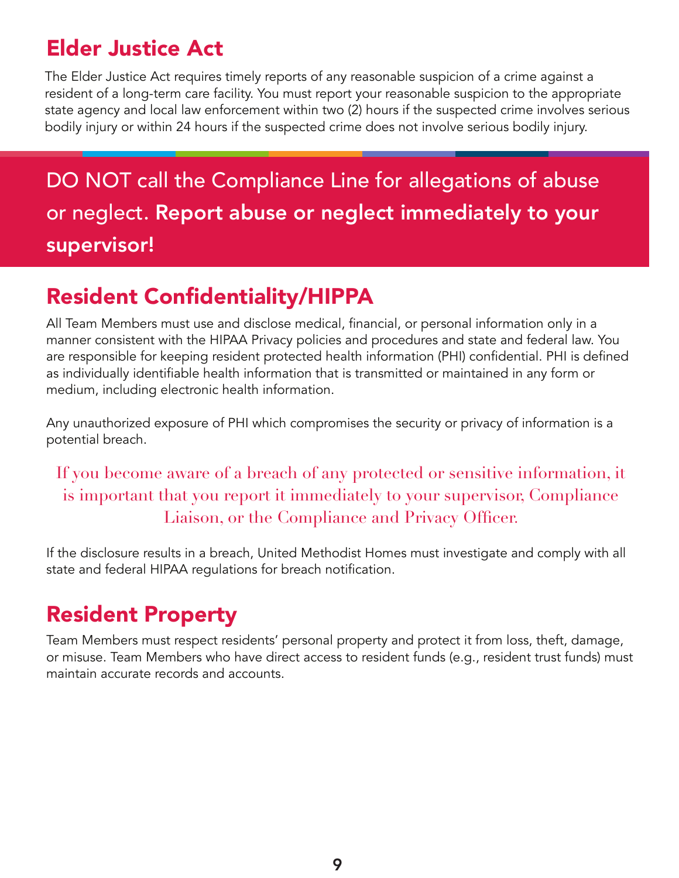## Elder Justice Act

The Elder Justice Act requires timely reports of any reasonable suspicion of a crime against a resident of a long-term care facility. You must report your reasonable suspicion to the appropriate state agency and local law enforcement within two (2) hours if the suspected crime involves serious bodily injury or within 24 hours if the suspected crime does not involve serious bodily injury.

DO NOT call the Compliance Line for allegations of abuse or neglect. **Report abuse or neglect immediately to your supervisor!**

## Resident Confidentiality/HIPPA

All Team Members must use and disclose medical, financial, or personal information only in a manner consistent with the HIPAA Privacy policies and procedures and state and federal law. You are responsible for keeping resident protected health information (PHI) confidential. PHI is defined as individually identifiable health information that is transmitted or maintained in any form or medium, including electronic health information.

Any unauthorized exposure of PHI which compromises the security or privacy of information is a potential breach.

If you become aware of a breach of any protected or sensitive information, it is important that you report it immediately to your supervisor, Compliance Liaison, or the Compliance and Privacy Officer.

If the disclosure results in a breach, United Methodist Homes must investigate and comply with all state and federal HIPAA regulations for breach notification.

## Resident Property

Team Members must respect residents' personal property and protect it from loss, theft, damage, or misuse. Team Members who have direct access to resident funds (e.g., resident trust funds) must maintain accurate records and accounts.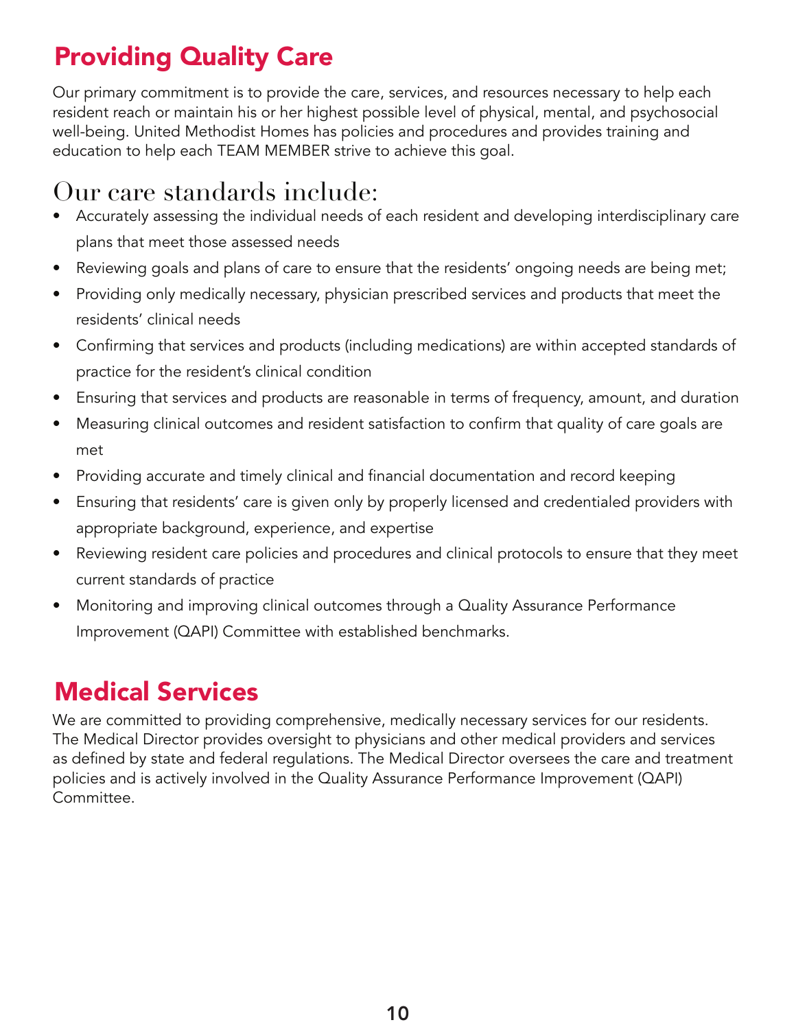## Providing Quality Care

Our primary commitment is to provide the care, services, and resources necessary to help each resident reach or maintain his or her highest possible level of physical, mental, and psychosocial well-being. United Methodist Homes has policies and procedures and provides training and education to help each TEAM MEMBER strive to achieve this goal.

### Our care standards include:

- Accurately assessing the individual needs of each resident and developing interdisciplinary care plans that meet those assessed needs
- Reviewing goals and plans of care to ensure that the residents' ongoing needs are being met;
- Providing only medically necessary, physician prescribed services and products that meet the residents' clinical needs
- Confirming that services and products (including medications) are within accepted standards of practice for the resident's clinical condition
- Ensuring that services and products are reasonable in terms of frequency, amount, and duration
- Measuring clinical outcomes and resident satisfaction to confirm that quality of care goals are met
- Providing accurate and timely clinical and financial documentation and record keeping
- Ensuring that residents' care is given only by properly licensed and credentialed providers with appropriate background, experience, and expertise
- Reviewing resident care policies and procedures and clinical protocols to ensure that they meet current standards of practice
- Monitoring and improving clinical outcomes through a Quality Assurance Performance Improvement (QAPI) Committee with established benchmarks.

## Medical Services

We are committed to providing comprehensive, medically necessary services for our residents. The Medical Director provides oversight to physicians and other medical providers and services as defined by state and federal regulations. The Medical Director oversees the care and treatment policies and is actively involved in the Quality Assurance Performance Improvement (QAPI) Committee.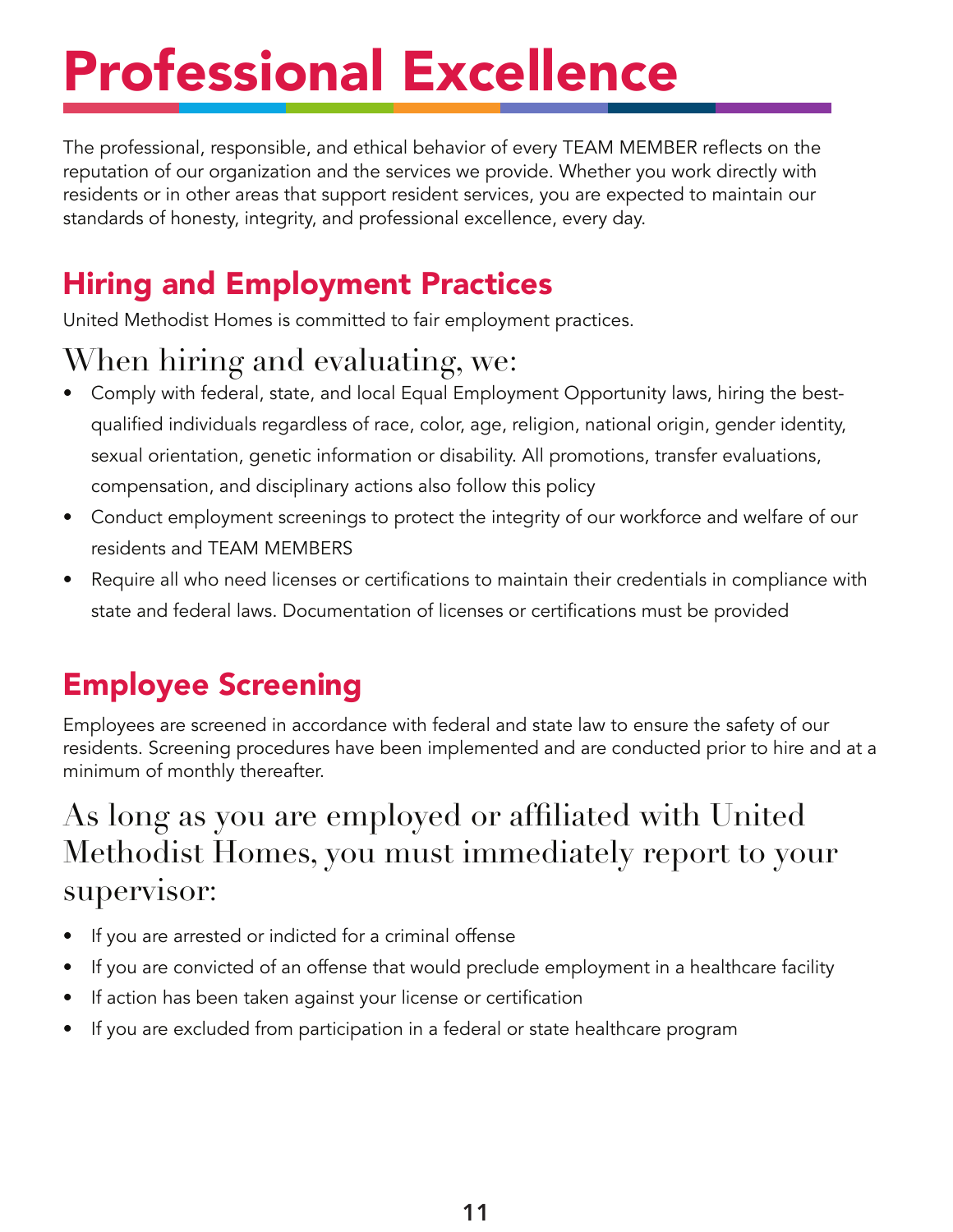# Professional Excellence

The professional, responsible, and ethical behavior of every TEAM MEMBER reflects on the reputation of our organization and the services we provide. Whether you work directly with residents or in other areas that support resident services, you are expected to maintain our standards of honesty, integrity, and professional excellence, every day.

## Hiring and Employment Practices

United Methodist Homes is committed to fair employment practices.

### When hiring and evaluating, we:

- Comply with federal, state, and local Equal Employment Opportunity laws, hiring the best-qualified individuals regardless of race, color, age, religion, national origin, gender identity, sexual orientation, genetic information or disability. All promotions, transfer evaluations, compensation, and disciplinary actions also follow this policy
- Conduct employment screenings to protect the integrity of our workforce and welfare of our residents and TEAM MEMBERS
- Require all who need licenses or certifications to maintain their credentials in compliance with state and federal laws. Documentation of licenses or certifications must be provided

## Employee Screening

Employees are screened in accordance with federal and state law to ensure the safety of our residents. Screening procedures have been implemented and are conducted prior to hire and at a minimum of monthly thereafter.

### As long as you are employed or affiliated with United Methodist Homes, you must immediately report to your supervisor:

- If you are arrested or indicted for a criminal offense
- If you are convicted of an offense that would preclude employment in a healthcare facility
- If action has been taken against your license or certification
- If you are excluded from participation in a federal or state healthcare program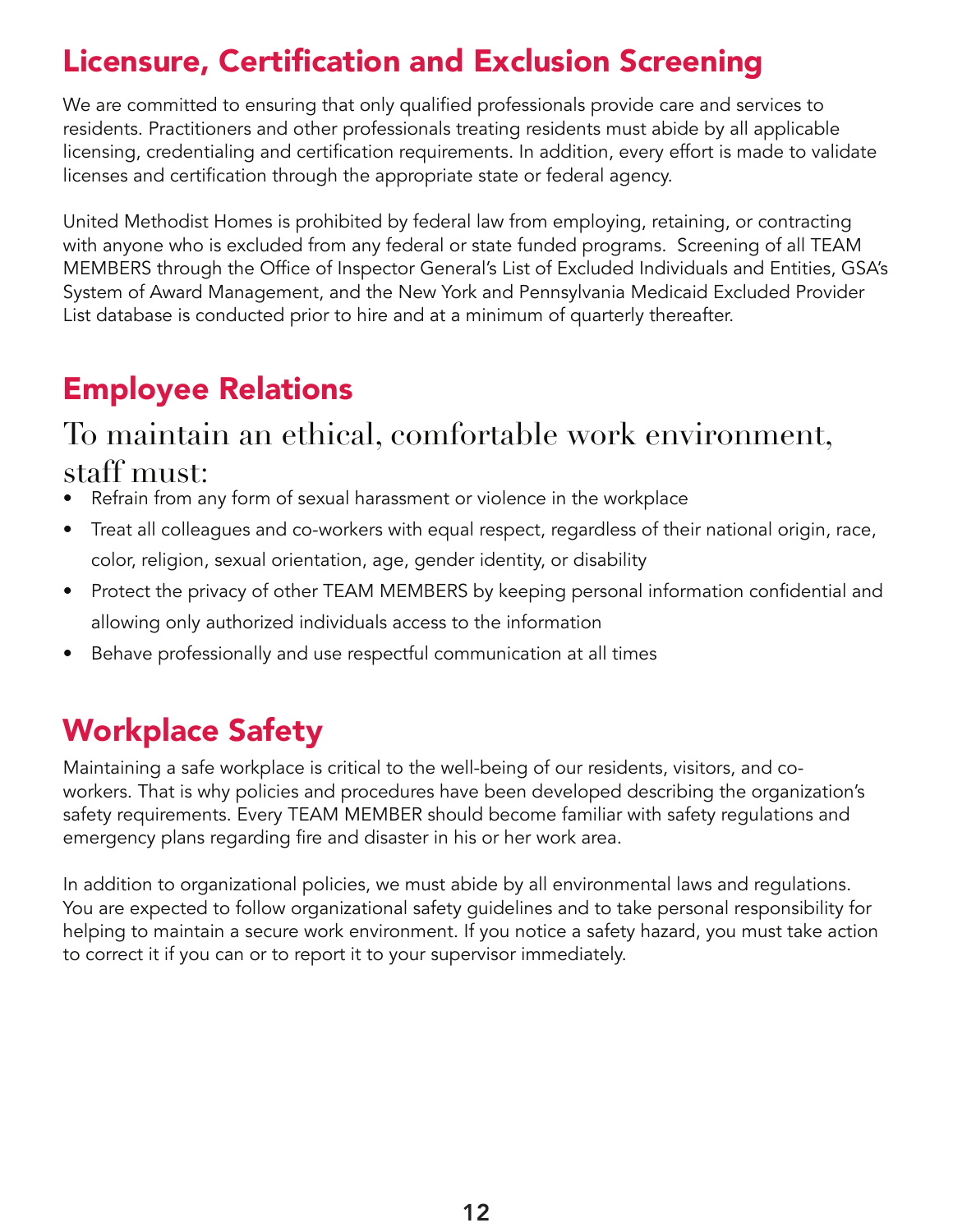## Licensure, Certification and Exclusion Screening

We are committed to ensuring that only qualified professionals provide care and services to residents. Practitioners and other professionals treating residents must abide by all applicable licensing, credentialing and certification requirements. In addition, every effort is made to validate licenses and certification through the appropriate state or federal agency.

United Methodist Homes is prohibited by federal law from employing, retaining, or contracting with anyone who is excluded from any federal or state funded programs. Screening of all TEAM MEMBERS through the Office of Inspector General's List of Excluded Individuals and Entities, GSA's System of Award Management, and the New York and Pennsylvania Medicaid Excluded Provider List database is conducted prior to hire and at a minimum of quarterly thereafter.

## Employee Relations

### To maintain an ethical, comfortable work environment, staff must:

- Refrain from any form of sexual harassment or violence in the workplace
- Treat all colleagues and co-workers with equal respect, regardless of their national origin, race, color, religion, sexual orientation, age, gender identity, or disability
- Protect the privacy of other TEAM MEMBERS by keeping personal information confidential and allowing only authorized individuals access to the information
- Behave professionally and use respectful communication at all times

## Workplace Safety

Maintaining a safe workplace is critical to the well-being of our residents, visitors, and co-workers. That is why policies and procedures have been developed describing the organization's safety requirements. Every TEAM MEMBER should become familiar with safety regulations and emergency plans regarding fire and disaster in his or her work area.

In addition to organizational policies, we must abide by all environmental laws and regulations. You are expected to follow organizational safety guidelines and to take personal responsibility for helping to maintain a secure work environment. If you notice a safety hazard, you must take action to correct it if you can or to report it to your supervisor immediately.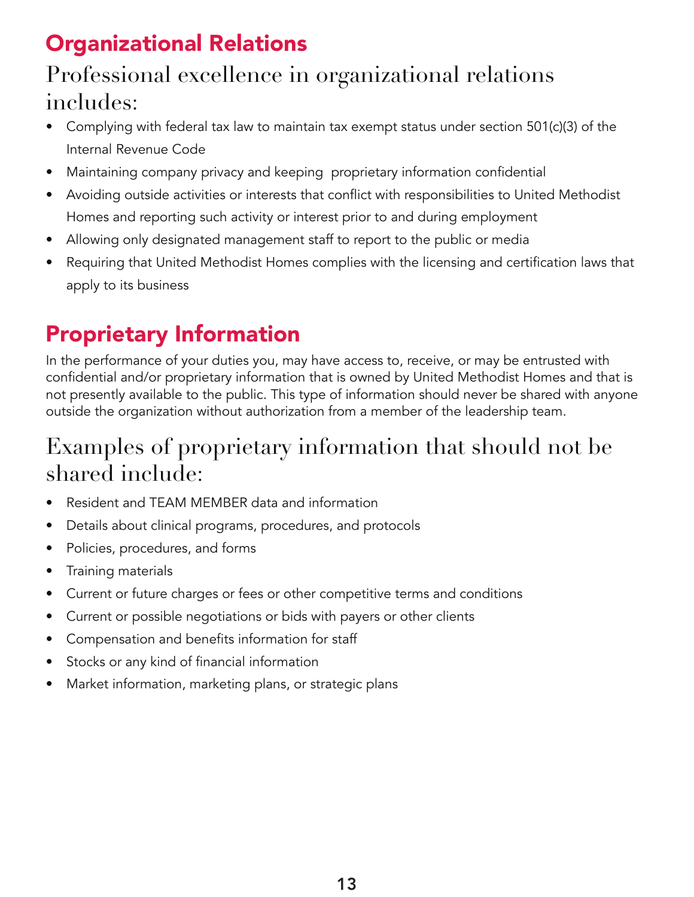## Organizational Relations

### Professional excellence in organizational relations includes:

- Complying with federal tax law to maintain tax exempt status under section 501(c)(3) of the Internal Revenue Code
- Maintaining company privacy and keeping proprietary information confidential
- Avoiding outside activities or interests that conflict with responsibilities to United Methodist Homes and reporting such activity or interest prior to and during employment
- Allowing only designated management staff to report to the public or media
- Requiring that United Methodist Homes complies with the licensing and certification laws that apply to its business

## Proprietary Information

In the performance of your duties you, may have access to, receive, or may be entrusted with confidential and/or proprietary information that is owned by United Methodist Homes and that is not presently available to the public. This type of information should never be shared with anyone outside the organization without authorization from a member of the leadership team.

### Examples of proprietary information that should not be shared include:

- Resident and TEAM MEMBER data and information
- Details about clinical programs, procedures, and protocols
- Policies, procedures, and forms
- Training materials
- Current or future charges or fees or other competitive terms and conditions
- Current or possible negotiations or bids with payers or other clients
- Compensation and benefits information for staff
- Stocks or any kind of financial information
- Market information, marketing plans, or strategic plans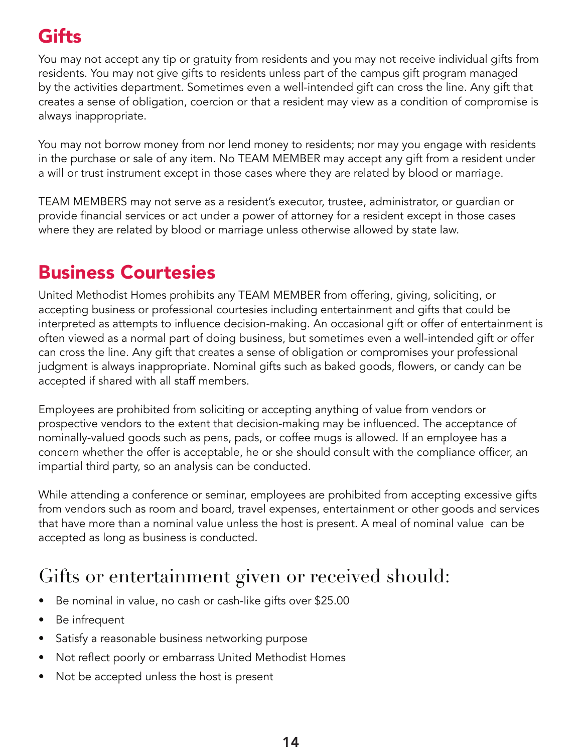## Gifts

You may not accept any tip or gratuity from residents and you may not receive individual gifts from residents. You may not give gifts to residents unless part of the campus gift program managed by the activities department. Sometimes even a well-intended gift can cross the line. Any gift that creates a sense of obligation, coercion or that a resident may view as a condition of compromise is always inappropriate.

You may not borrow money from nor lend money to residents; nor may you engage with residents in the purchase or sale of any item. No TEAM MEMBER may accept any gift from a resident under a will or trust instrument except in those cases where they are related by blood or marriage.

TEAM MEMBERS may not serve as a resident's executor, trustee, administrator, or guardian or provide financial services or act under a power of attorney for a resident except in those cases where they are related by blood or marriage unless otherwise allowed by state law.

## Business Courtesies

United Methodist Homes prohibits any TEAM MEMBER from offering, giving, soliciting, or accepting business or professional courtesies including entertainment and gifts that could be interpreted as attempts to influence decision-making. An occasional gift or offer of entertainment is often viewed as a normal part of doing business, but sometimes even a well-intended gift or offer can cross the line. Any gift that creates a sense of obligation or compromises your professional judgment is always inappropriate. Nominal gifts such as baked goods, flowers, or candy can be accepted if shared with all staff members.

Employees are prohibited from soliciting or accepting anything of value from vendors or prospective vendors to the extent that decision-making may be influenced. The acceptance of nominally-valued goods such as pens, pads, or coffee mugs is allowed. If an employee has a concern whether the offer is acceptable, he or she should consult with the compliance officer, an impartial third party, so an analysis can be conducted.

While attending a conference or seminar, employees are prohibited from accepting excessive gifts from vendors such as room and board, travel expenses, entertainment or other goods and services that have more than a nominal value unless the host is present. A meal of nominal value can be accepted as long as business is conducted.

### Gifts or entertainment given or received should:

- Be nominal in value, no cash or cash-like gifts over $25.00
- Be infrequent
- Satisfy a reasonable business networking purpose
- Not reflect poorly or embarrass United Methodist Homes
- Not be accepted unless the host is present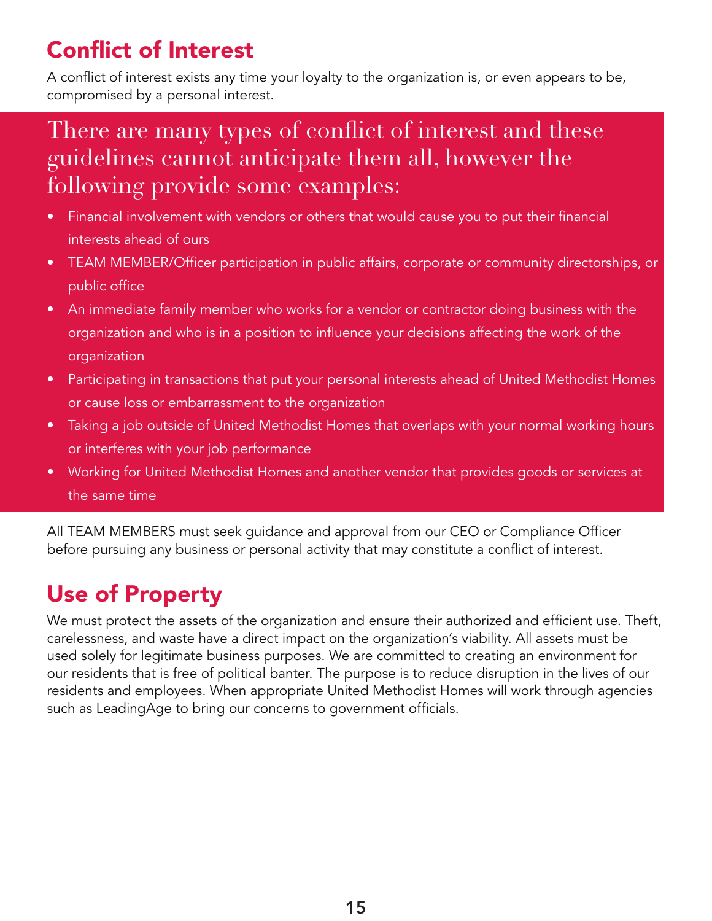## Conflict of Interest

A conflict of interest exists any time your loyalty to the organization is, or even appears to be, compromised by a personal interest.

There are many types of conflict of interest and these guidelines cannot anticipate them all, however the following provide some examples:

- Financial involvement with vendors or others that would cause you to put their financial interests ahead of ours
- TEAM MEMBER/Officer participation in public affairs, corporate or community directorships, or public office
- An immediate family member who works for a vendor or contractor doing business with the organization and who is in a position to influence your decisions affecting the work of the organization
- Participating in transactions that put your personal interests ahead of United Methodist Homes or cause loss or embarrassment to the organization
- Taking a job outside of United Methodist Homes that overlaps with your normal working hours or interferes with your job performance
- Working for United Methodist Homes and another vendor that provides goods or services at the same time

All TEAM MEMBERS must seek guidance and approval from our CEO or Compliance Officer before pursuing any business or personal activity that may constitute a conflict of interest.

## Use of Property

We must protect the assets of the organization and ensure their authorized and efficient use. Theft, carelessness, and waste have a direct impact on the organization's viability. All assets must be used solely for legitimate business purposes. We are committed to creating an environment for our residents that is free of political banter. The purpose is to reduce disruption in the lives of our residents and employees. When appropriate United Methodist Homes will work through agencies such as LeadingAge to bring our concerns to government officials.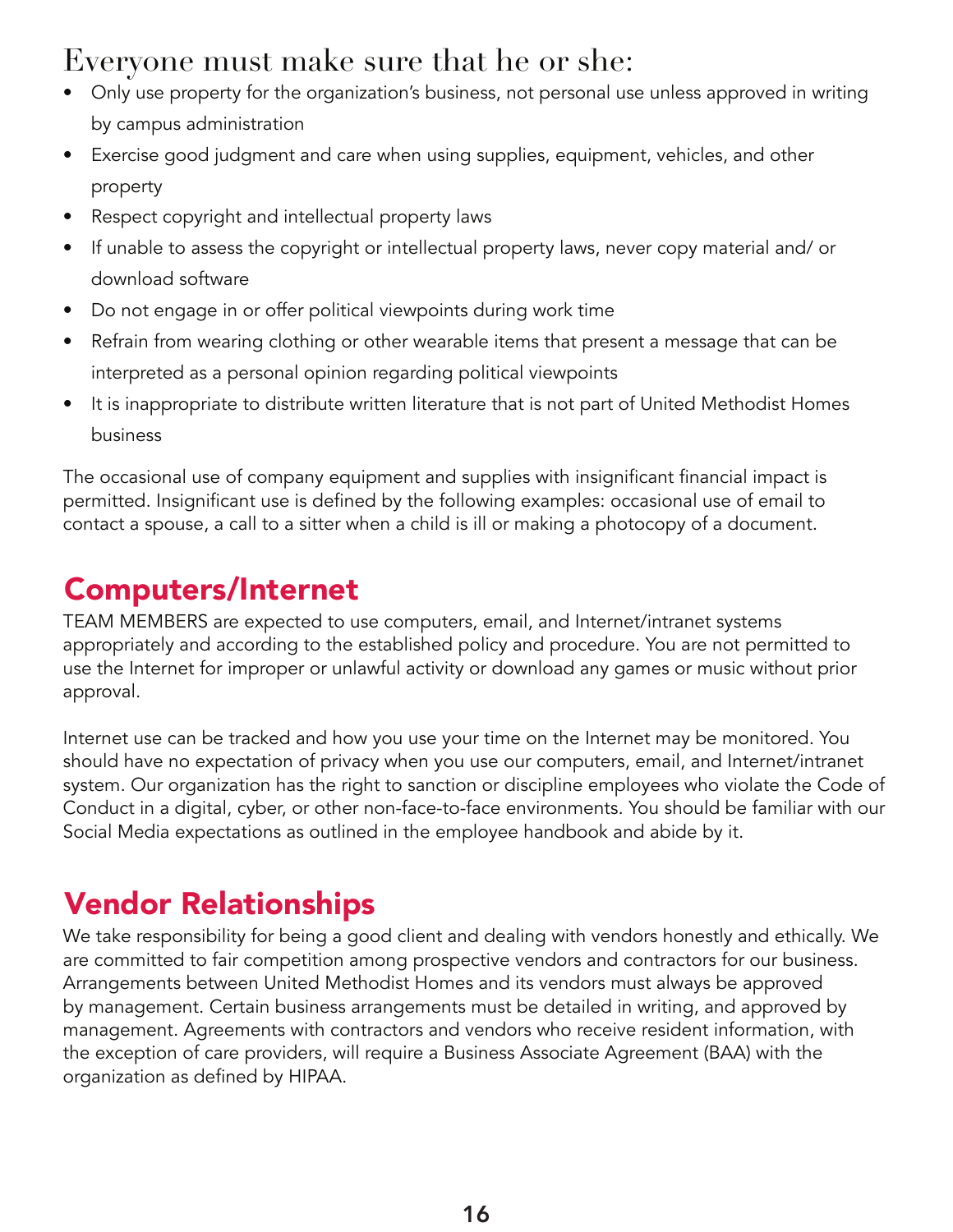## Everyone must make sure that he or she:

- Only use property for the organization's business, not personal use unless approved in writing by campus administration
- Exercise good judgment and care when using supplies, equipment, vehicles, and other property
- Respect copyright and intellectual property laws
- If unable to assess the copyright or intellectual property laws, never copy material and/ or download software
- Do not engage in or offer political viewpoints during work time
- Refrain from wearing clothing or other wearable items that present a message that can be interpreted as a personal opinion regarding political viewpoints
- It is inappropriate to distribute written literature that is not part of United Methodist Homes business

The occasional use of company equipment and supplies with insignificant financial impact is permitted. Insignificant use is defined by the following examples: occasional use of email to contact a spouse, a call to a sitter when a child is ill or making a photocopy of a document.

## Computers/Internet

TEAM MEMBERS are expected to use computers, email, and Internet/intranet systems appropriately and according to the established policy and procedure. You are not permitted to use the Internet for improper or unlawful activity or download any games or music without prior approval.

Internet use can be tracked and how you use your time on the Internet may be monitored. You should have no expectation of privacy when you use our computers, email, and Internet/intranet system. Our organization has the right to sanction or discipline employees who violate the Code of Conduct in a digital, cyber, or other non-face-to-face environments. You should be familiar with our Social Media expectations as outlined in the employee handbook and abide by it.

## Vendor Relationships

We take responsibility for being a good client and dealing with vendors honestly and ethically. We are committed to fair competition among prospective vendors and contractors for our business. Arrangements between United Methodist Homes and its vendors must always be approved by management. Certain business arrangements must be detailed in writing, and approved by management. Agreements with contractors and vendors who receive resident information, with the exception of care providers, will require a Business Associate Agreement (BAA) with the organization as defined by HIPAA.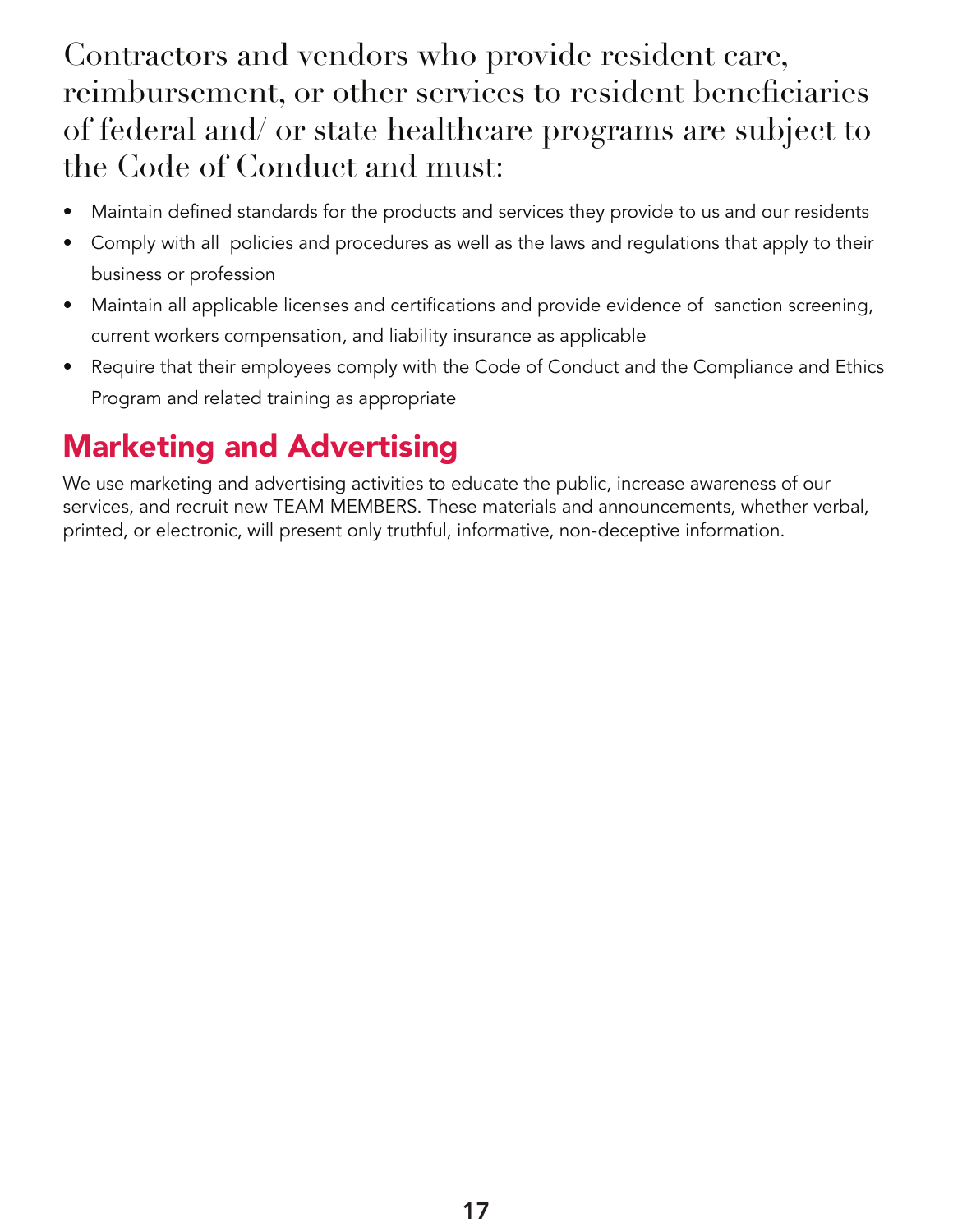Contractors and vendors who provide resident care, reimbursement, or other services to resident beneficiaries of federal and/ or state healthcare programs are subject to the Code of Conduct and must:

- Maintain defined standards for the products and services they provide to us and our residents
- Comply with all policies and procedures as well as the laws and regulations that apply to their business or profession
- Maintain all applicable licenses and certifications and provide evidence of sanction screening, current workers compensation, and liability insurance as applicable
- Require that their employees comply with the Code of Conduct and the Compliance and Ethics Program and related training as appropriate

## Marketing and Advertising

We use marketing and advertising activities to educate the public, increase awareness of our services, and recruit new TEAM MEMBERS. These materials and announcements, whether verbal, printed, or electronic, will present only truthful, informative, non-deceptive information.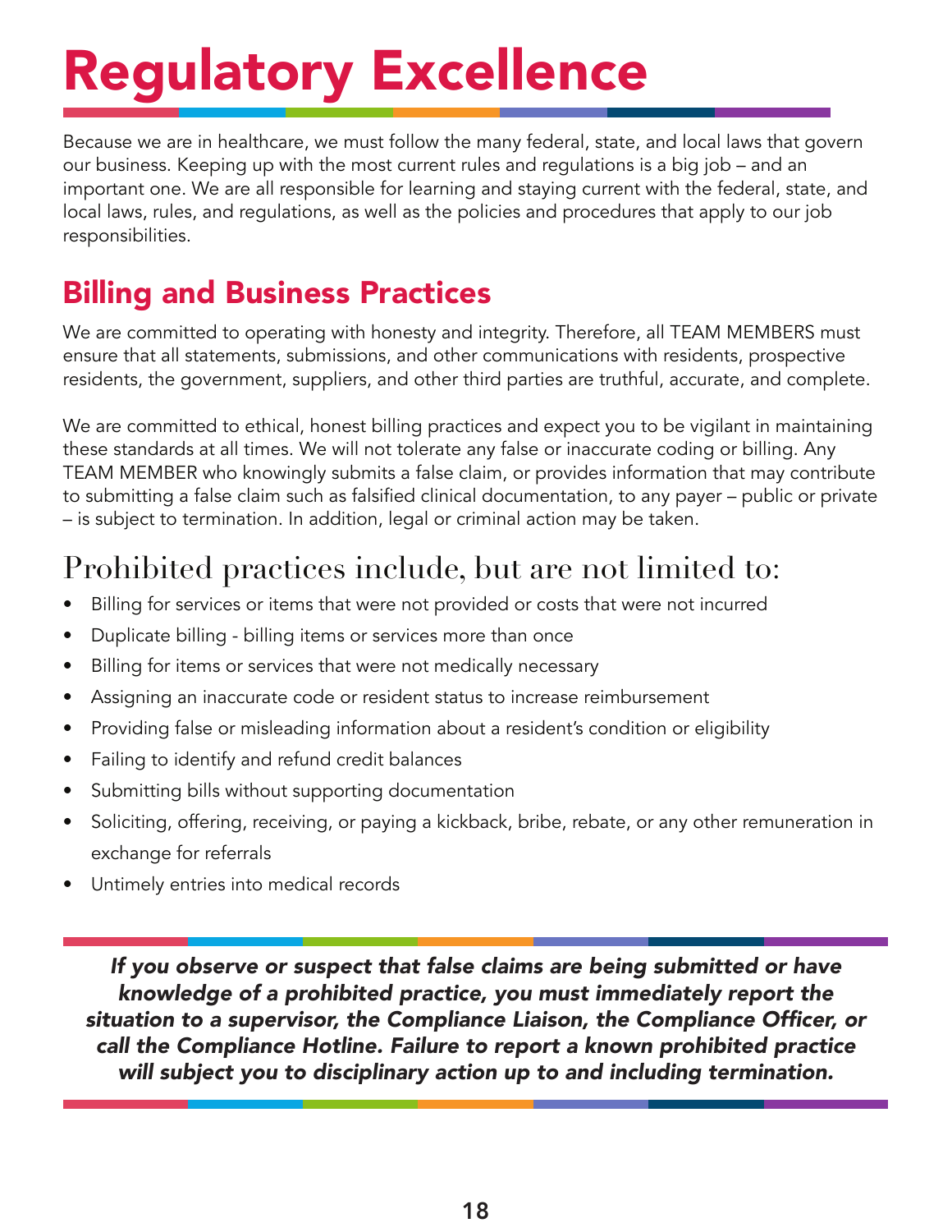# Regulatory Excellence

Because we are in healthcare, we must follow the many federal, state, and local laws that govern our business. Keeping up with the most current rules and regulations is a big job – and an important one. We are all responsible for learning and staying current with the federal, state, and local laws, rules, and regulations, as well as the policies and procedures that apply to our job responsibilities.

## Billing and Business Practices

We are committed to operating with honesty and integrity. Therefore, all TEAM MEMBERS must ensure that all statements, submissions, and other communications with residents, prospective residents, the government, suppliers, and other third parties are truthful, accurate, and complete.

We are committed to ethical, honest billing practices and expect you to be vigilant in maintaining these standards at all times. We will not tolerate any false or inaccurate coding or billing. Any TEAM MEMBER who knowingly submits a false claim, or provides information that may contribute to submitting a false claim such as falsified clinical documentation, to any payer – public or private – is subject to termination. In addition, legal or criminal action may be taken.

### Prohibited practices include, but are not limited to:

- Billing for services or items that were not provided or costs that were not incurred
- Duplicate billing - billing items or services more than once
- Billing for items or services that were not medically necessary
- Assigning an inaccurate code or resident status to increase reimbursement
- Providing false or misleading information about a resident's condition or eligibility
- Failing to identify and refund credit balances
- Submitting bills without supporting documentation
- Soliciting, offering, receiving, or paying a kickback, bribe, rebate, or any other remuneration in exchange for referrals
- Untimely entries into medical records

***If you observe or suspect that false claims are being submitted or have knowledge of a prohibited practice, you must immediately report the situation to a supervisor, the Compliance Liaison, the Compliance Officer, or call the Compliance Hotline. Failure to report a known prohibited practice will subject you to disciplinary action up to and including termination.***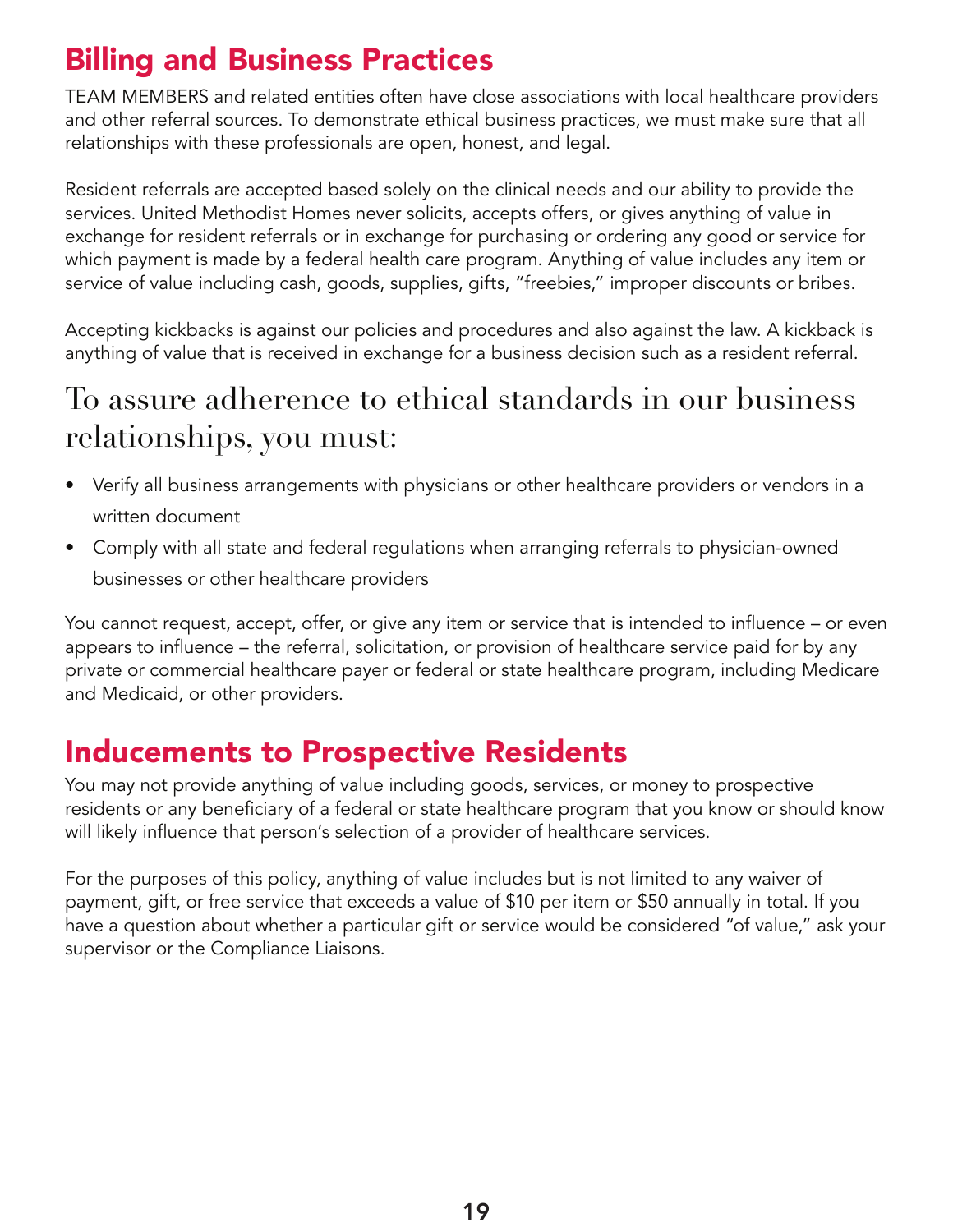## Billing and Business Practices

TEAM MEMBERS and related entities often have close associations with local healthcare providers and other referral sources. To demonstrate ethical business practices, we must make sure that all relationships with these professionals are open, honest, and legal.

Resident referrals are accepted based solely on the clinical needs and our ability to provide the services. United Methodist Homes never solicits, accepts offers, or gives anything of value in exchange for resident referrals or in exchange for purchasing or ordering any good or service for which payment is made by a federal health care program. Anything of value includes any item or service of value including cash, goods, supplies, gifts, "freebies," improper discounts or bribes.

Accepting kickbacks is against our policies and procedures and also against the law. A kickback is anything of value that is received in exchange for a business decision such as a resident referral.

### To assure adherence to ethical standards in our business relationships, you must:

- Verify all business arrangements with physicians or other healthcare providers or vendors in a written document
- Comply with all state and federal regulations when arranging referrals to physician-owned businesses or other healthcare providers

You cannot request, accept, offer, or give any item or service that is intended to influence – or even appears to influence – the referral, solicitation, or provision of healthcare service paid for by any private or commercial healthcare payer or federal or state healthcare program, including Medicare and Medicaid, or other providers.

## Inducements to Prospective Residents

You may not provide anything of value including goods, services, or money to prospective residents or any beneficiary of a federal or state healthcare program that you know or should know will likely influence that person's selection of a provider of healthcare services.

For the purposes of this policy, anything of value includes but is not limited to any waiver of payment, gift, or free service that exceeds a value of $10 per item or $50 annually in total. If you have a question about whether a particular gift or service would be considered "of value," ask your supervisor or the Compliance Liaisons.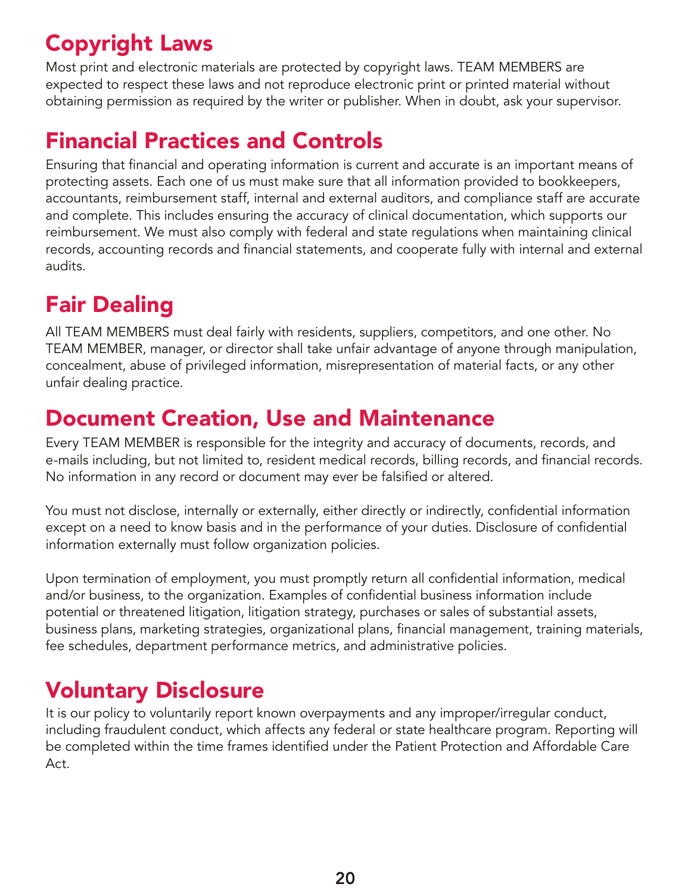## Copyright Laws

Most print and electronic materials are protected by copyright laws. TEAM MEMBERS are expected to respect these laws and not reproduce electronic print or printed material without obtaining permission as required by the writer or publisher. When in doubt, ask your supervisor.

## Financial Practices and Controls

Ensuring that financial and operating information is current and accurate is an important means of protecting assets. Each one of us must make sure that all information provided to bookkeepers, accountants, reimbursement staff, internal and external auditors, and compliance staff are accurate and complete. This includes ensuring the accuracy of clinical documentation, which supports our reimbursement. We must also comply with federal and state regulations when maintaining clinical records, accounting records and financial statements, and cooperate fully with internal and external audits.

## Fair Dealing

All TEAM MEMBERS must deal fairly with residents, suppliers, competitors, and one other. No TEAM MEMBER, manager, or director shall take unfair advantage of anyone through manipulation, concealment, abuse of privileged information, misrepresentation of material facts, or any other unfair dealing practice.

## Document Creation, Use and Maintenance

Every TEAM MEMBER is responsible for the integrity and accuracy of documents, records, and e-mails including, but not limited to, resident medical records, billing records, and financial records. No information in any record or document may ever be falsified or altered.

You must not disclose, internally or externally, either directly or indirectly, confidential information except on a need to know basis and in the performance of your duties. Disclosure of confidential information externally must follow organization policies.

Upon termination of employment, you must promptly return all confidential information, medical and/or business, to the organization. Examples of confidential business information include potential or threatened litigation, litigation strategy, purchases or sales of substantial assets, business plans, marketing strategies, organizational plans, financial management, training materials, fee schedules, department performance metrics, and administrative policies.

## Voluntary Disclosure

It is our policy to voluntarily report known overpayments and any improper/irregular conduct, including fraudulent conduct, which affects any federal or state healthcare program. Reporting will be completed within the time frames identified under the Patient Protection and Affordable Care Act.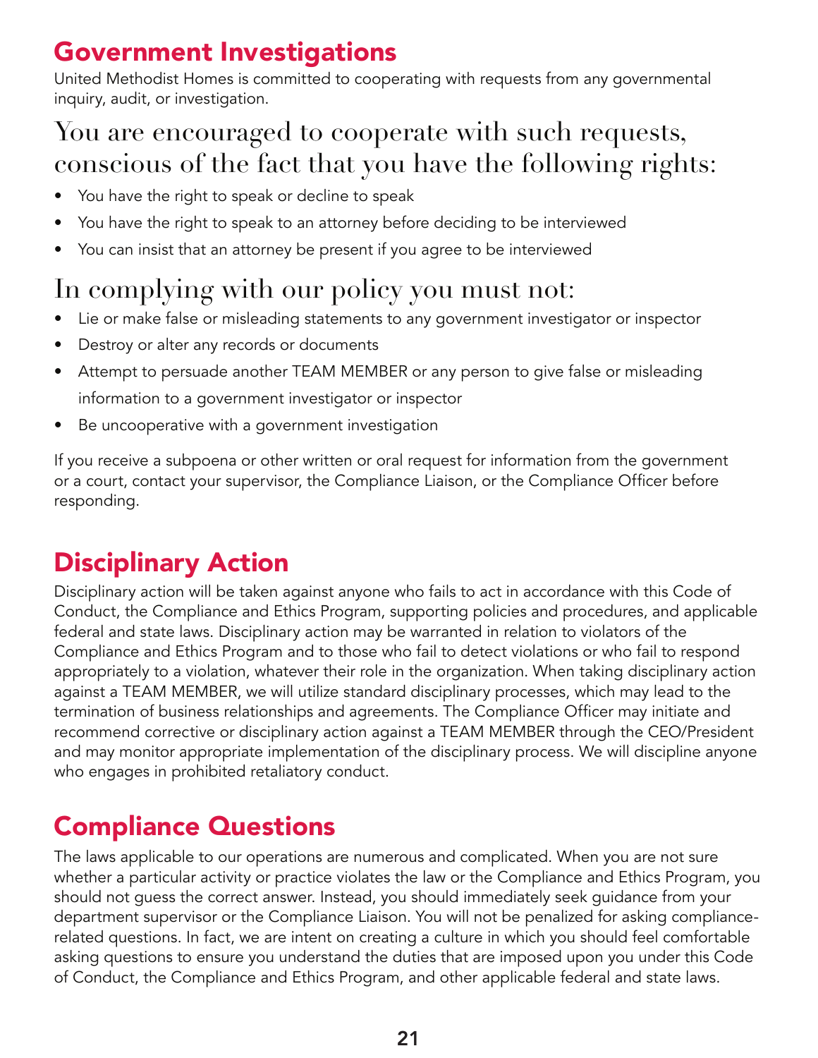## Government Investigations

United Methodist Homes is committed to cooperating with requests from any governmental inquiry, audit, or investigation.

### You are encouraged to cooperate with such requests, conscious of the fact that you have the following rights:

- You have the right to speak or decline to speak
- You have the right to speak to an attorney before deciding to be interviewed
- You can insist that an attorney be present if you agree to be interviewed

### In complying with our policy you must not:

- Lie or make false or misleading statements to any government investigator or inspector
- Destroy or alter any records or documents
- Attempt to persuade another TEAM MEMBER or any person to give false or misleading information to a government investigator or inspector
- Be uncooperative with a government investigation

If you receive a subpoena or other written or oral request for information from the government or a court, contact your supervisor, the Compliance Liaison, or the Compliance Officer before responding.

## Disciplinary Action

Disciplinary action will be taken against anyone who fails to act in accordance with this Code of Conduct, the Compliance and Ethics Program, supporting policies and procedures, and applicable federal and state laws. Disciplinary action may be warranted in relation to violators of the Compliance and Ethics Program and to those who fail to detect violations or who fail to respond appropriately to a violation, whatever their role in the organization. When taking disciplinary action against a TEAM MEMBER, we will utilize standard disciplinary processes, which may lead to the termination of business relationships and agreements. The Compliance Officer may initiate and recommend corrective or disciplinary action against a TEAM MEMBER through the CEO/President and may monitor appropriate implementation of the disciplinary process. We will discipline anyone who engages in prohibited retaliatory conduct.

## Compliance Questions

The laws applicable to our operations are numerous and complicated. When you are not sure whether a particular activity or practice violates the law or the Compliance and Ethics Program, you should not guess the correct answer. Instead, you should immediately seek guidance from your department supervisor or the Compliance Liaison. You will not be penalized for asking compliance-related questions. In fact, we are intent on creating a culture in which you should feel comfortable asking questions to ensure you understand the duties that are imposed upon you under this Code of Conduct, the Compliance and Ethics Program, and other applicable federal and state laws.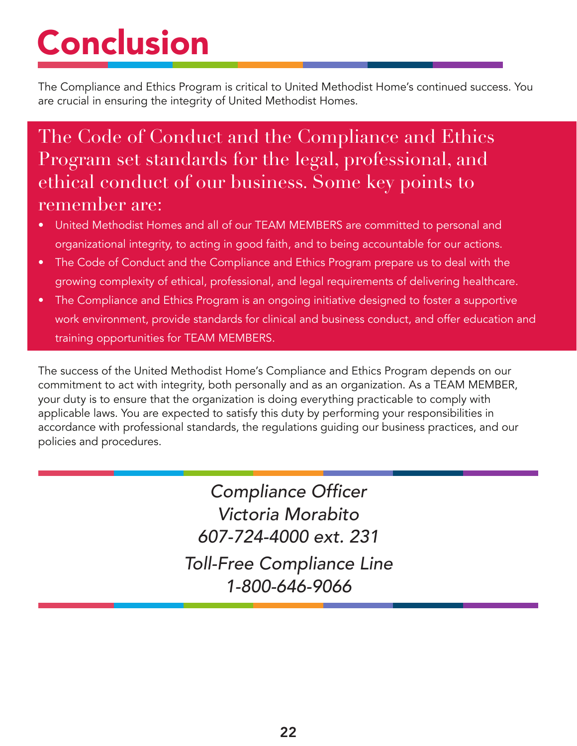# Conclusion

The Compliance and Ethics Program is critical to United Methodist Home's continued success. You are crucial in ensuring the integrity of United Methodist Homes.

## The Code of Conduct and the Compliance and Ethics Program set standards for the legal, professional, and ethical conduct of our business. Some key points to remember are:

- United Methodist Homes and all of our TEAM MEMBERS are committed to personal and organizational integrity, to acting in good faith, and to being accountable for our actions.
- The Code of Conduct and the Compliance and Ethics Program prepare us to deal with the growing complexity of ethical, professional, and legal requirements of delivering healthcare.
- The Compliance and Ethics Program is an ongoing initiative designed to foster a supportive work environment, provide standards for clinical and business conduct, and offer education and training opportunities for TEAM MEMBERS.

The success of the United Methodist Home's Compliance and Ethics Program depends on our commitment to act with integrity, both personally and as an organization. As a TEAM MEMBER, your duty is to ensure that the organization is doing everything practicable to comply with applicable laws. You are expected to satisfy this duty by performing your responsibilities in accordance with professional standards, the regulations guiding our business practices, and our policies and procedures.

*Compliance Officer*
*Victoria Morabito*
*607-724-4000 ext. 231*

*Toll-Free Compliance Line*
*1-800-646-9066*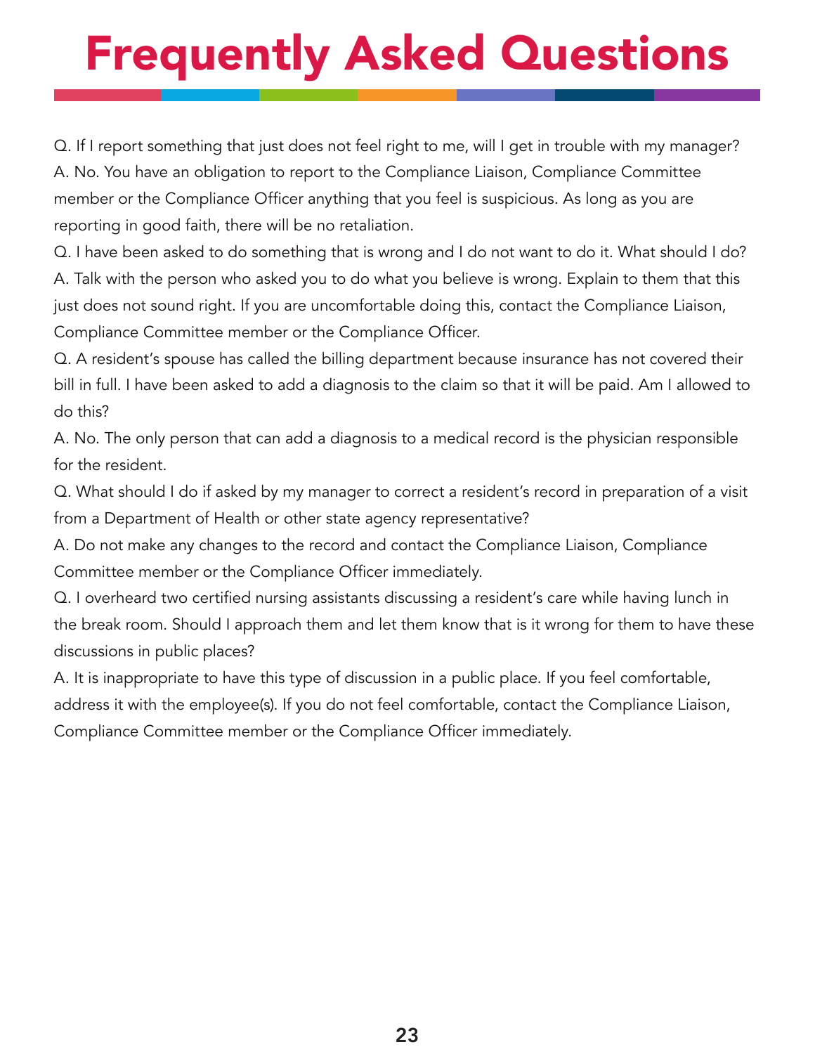# Frequently Asked Questions

Q. If I report something that just does not feel right to me, will I get in trouble with my manager?

A. No. You have an obligation to report to the Compliance Liaison, Compliance Committee member or the Compliance Officer anything that you feel is suspicious. As long as you are reporting in good faith, there will be no retaliation.

Q. I have been asked to do something that is wrong and I do not want to do it. What should I do?

A. Talk with the person who asked you to do what you believe is wrong. Explain to them that this just does not sound right. If you are uncomfortable doing this, contact the Compliance Liaison, Compliance Committee member or the Compliance Officer.

Q. A resident's spouse has called the billing department because insurance has not covered their bill in full. I have been asked to add a diagnosis to the claim so that it will be paid. Am I allowed to do this?

A. No. The only person that can add a diagnosis to a medical record is the physician responsible for the resident.

Q. What should I do if asked by my manager to correct a resident's record in preparation of a visit from a Department of Health or other state agency representative?

A. Do not make any changes to the record and contact the Compliance Liaison, Compliance Committee member or the Compliance Officer immediately.

Q. I overheard two certified nursing assistants discussing a resident's care while having lunch in the break room. Should I approach them and let them know that is it wrong for them to have these discussions in public places?

A. It is inappropriate to have this type of discussion in a public place. If you feel comfortable, address it with the employee(s). If you do not feel comfortable, contact the Compliance Liaison, Compliance Committee member or the Compliance Officer immediately.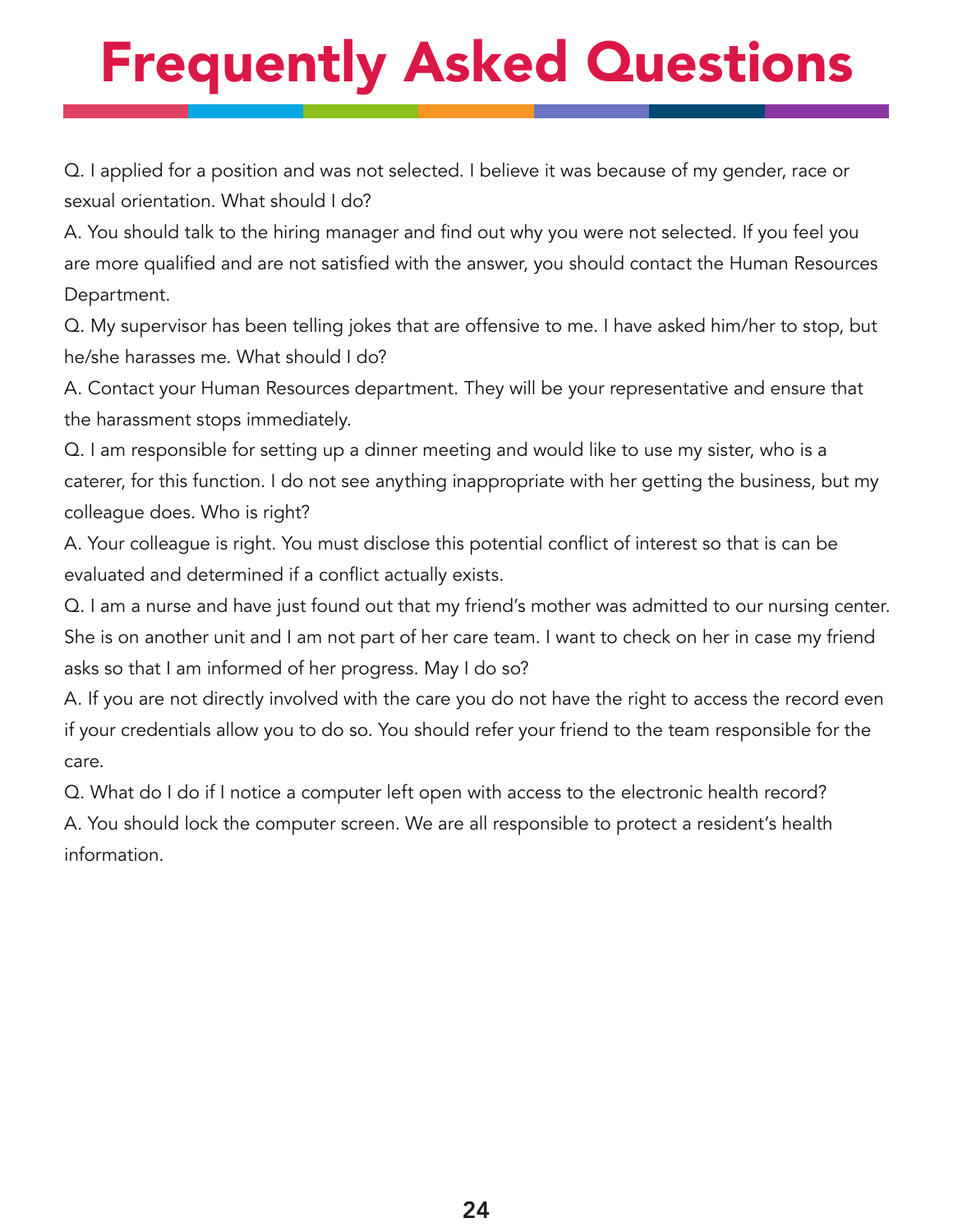# Frequently Asked Questions

Q. I applied for a position and was not selected. I believe it was because of my gender, race or sexual orientation. What should I do?

A. You should talk to the hiring manager and find out why you were not selected. If you feel you are more qualified and are not satisfied with the answer, you should contact the Human Resources Department.

Q. My supervisor has been telling jokes that are offensive to me. I have asked him/her to stop, but he/she harasses me. What should I do?

A. Contact your Human Resources department. They will be your representative and ensure that the harassment stops immediately.

Q. I am responsible for setting up a dinner meeting and would like to use my sister, who is a caterer, for this function. I do not see anything inappropriate with her getting the business, but my colleague does. Who is right?

A. Your colleague is right. You must disclose this potential conflict of interest so that is can be evaluated and determined if a conflict actually exists.

Q. I am a nurse and have just found out that my friend's mother was admitted to our nursing center. She is on another unit and I am not part of her care team. I want to check on her in case my friend asks so that I am informed of her progress. May I do so?

A. If you are not directly involved with the care you do not have the right to access the record even if your credentials allow you to do so. You should refer your friend to the team responsible for the care.

Q. What do I do if I notice a computer left open with access to the electronic health record?

A. You should lock the computer screen. We are all responsible to protect a resident's health information.